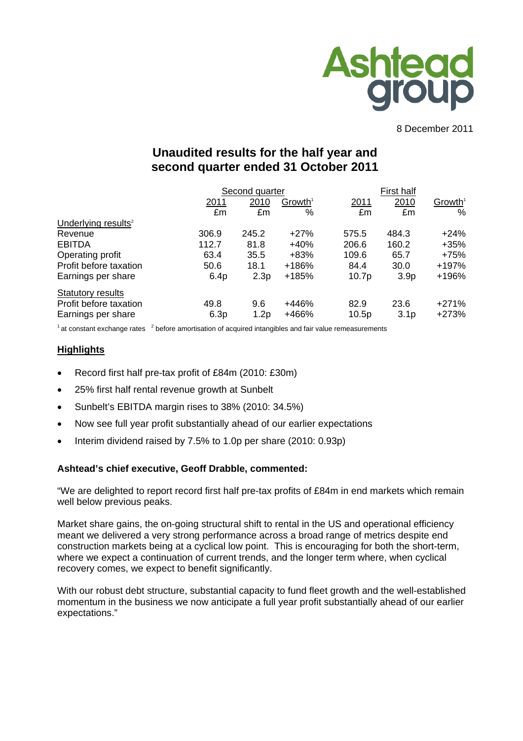Ashtead group

8 December 2011

# Unaudited results for the half year and second quarter ended 31 October 2011

| | Second quarter | | | First half | | |
|---|---|---|---|---|---|---|
| | 2011 | 2010 | Growth[1] | 2011 | 2010 | Growth[1] |
| | £m | £m | % | £m | £m | % |
| Underlying results[2] | | | | | | |
| Revenue | 306.9 | 245.2 | +27% | 575.5 | 484.3 | +24% |
| EBITDA | 112.7 | 81.8 | +40% | 206.6 | 160.2 | +35% |
| Operating profit | 63.4 | 35.5 | +83% | 109.6 | 65.7 | +75% |
| Profit before taxation | 50.6 | 18.1 | +186% | 84.4 | 30.0 | +197% |
| Earnings per share | 6.4p | 2.3p | +185% | 10.7p | 3.9p | +196% |
| Statutory results | | | | | | |
| Profit before taxation | 49.8 | 9.6 | +446% | 82.9 | 23.6 | +271% |
| Earnings per share | 6.3p | 1.2p | +466% | 10.5p | 3.1p | +273% |

[1] at constant exchange rates [2] before amortisation of acquired intangibles and fair value remeasurements

## Highlights

- Record first half pre-tax profit of £84m (2010: £30m)
- 25% first half rental revenue growth at Sunbelt
- Sunbelt's EBITDA margin rises to 38% (2010: 34.5%)
- Now see full year profit substantially ahead of our earlier expectations
- Interim dividend raised by 7.5% to 1.0p per share (2010: 0.93p)

**Ashtead's chief executive, Geoff Drabble, commented:**

"We are delighted to report record first half pre-tax profits of £84m in end markets which remain well below previous peaks.

Market share gains, the on-going structural shift to rental in the US and operational efficiency meant we delivered a very strong performance across a broad range of metrics despite end construction markets being at a cyclical low point. This is encouraging for both the short-term, where we expect a continuation of current trends, and the longer term where, when cyclical recovery comes, we expect to benefit significantly.

With our robust debt structure, substantial capacity to fund fleet growth and the well-established momentum in the business we now anticipate a full year profit substantially ahead of our earlier expectations."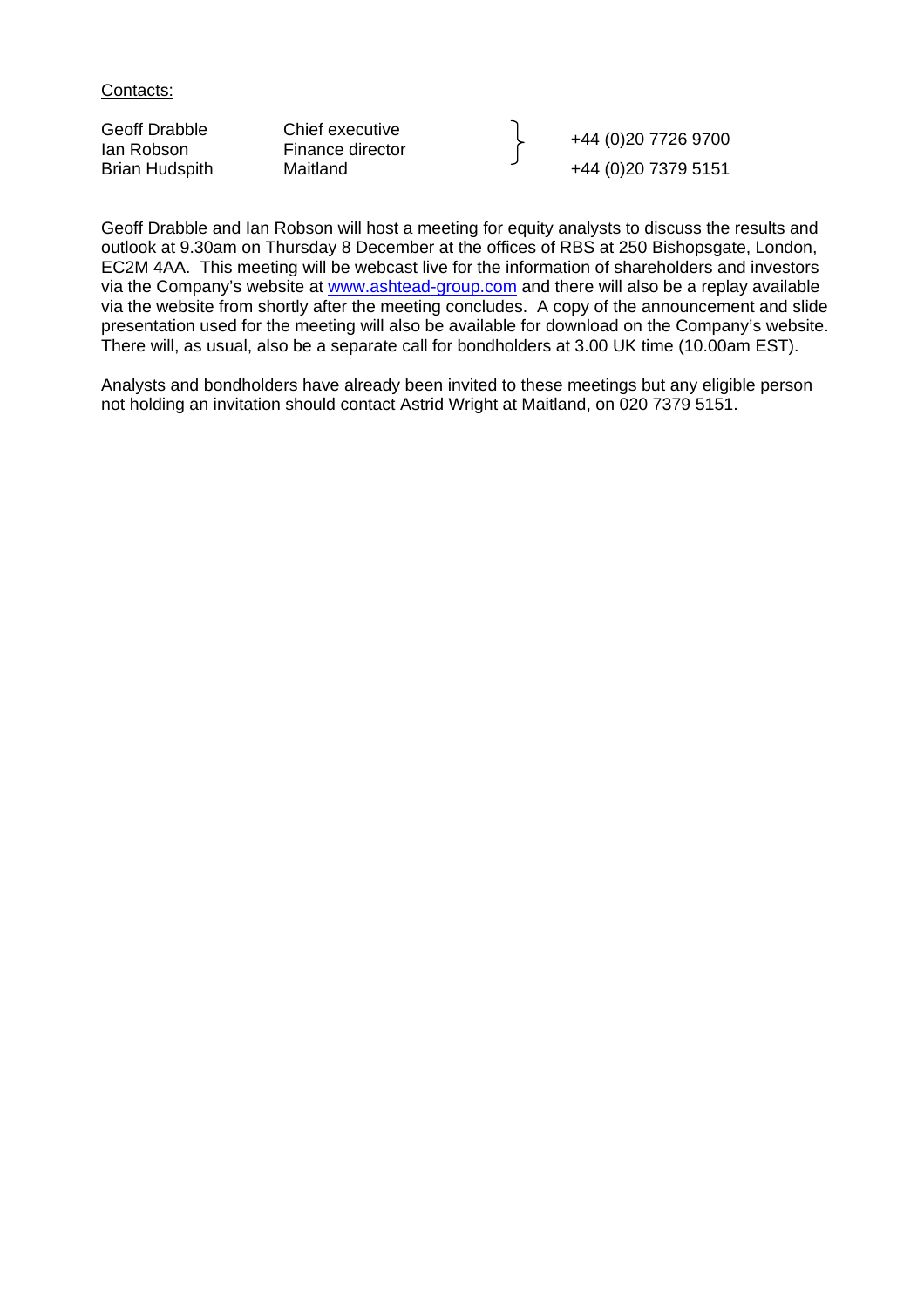Contacts:

| | | |
|---|---|---|
| Geoff Drabble | Chief executive | +44 (0)20 7726 9700 |
| Ian Robson | Finance director | |
| Brian Hudspith | Maitland | +44 (0)20 7379 5151 |

Geoff Drabble and Ian Robson will host a meeting for equity analysts to discuss the results and outlook at 9.30am on Thursday 8 December at the offices of RBS at 250 Bishopsgate, London, EC2M 4AA. This meeting will be webcast live for the information of shareholders and investors via the Company's website at www.ashtead-group.com and there will also be a replay available via the website from shortly after the meeting concludes. A copy of the announcement and slide presentation used for the meeting will also be available for download on the Company's website. There will, as usual, also be a separate call for bondholders at 3.00 UK time (10.00am EST).

Analysts and bondholders have already been invited to these meetings but any eligible person not holding an invitation should contact Astrid Wright at Maitland, on 020 7379 5151.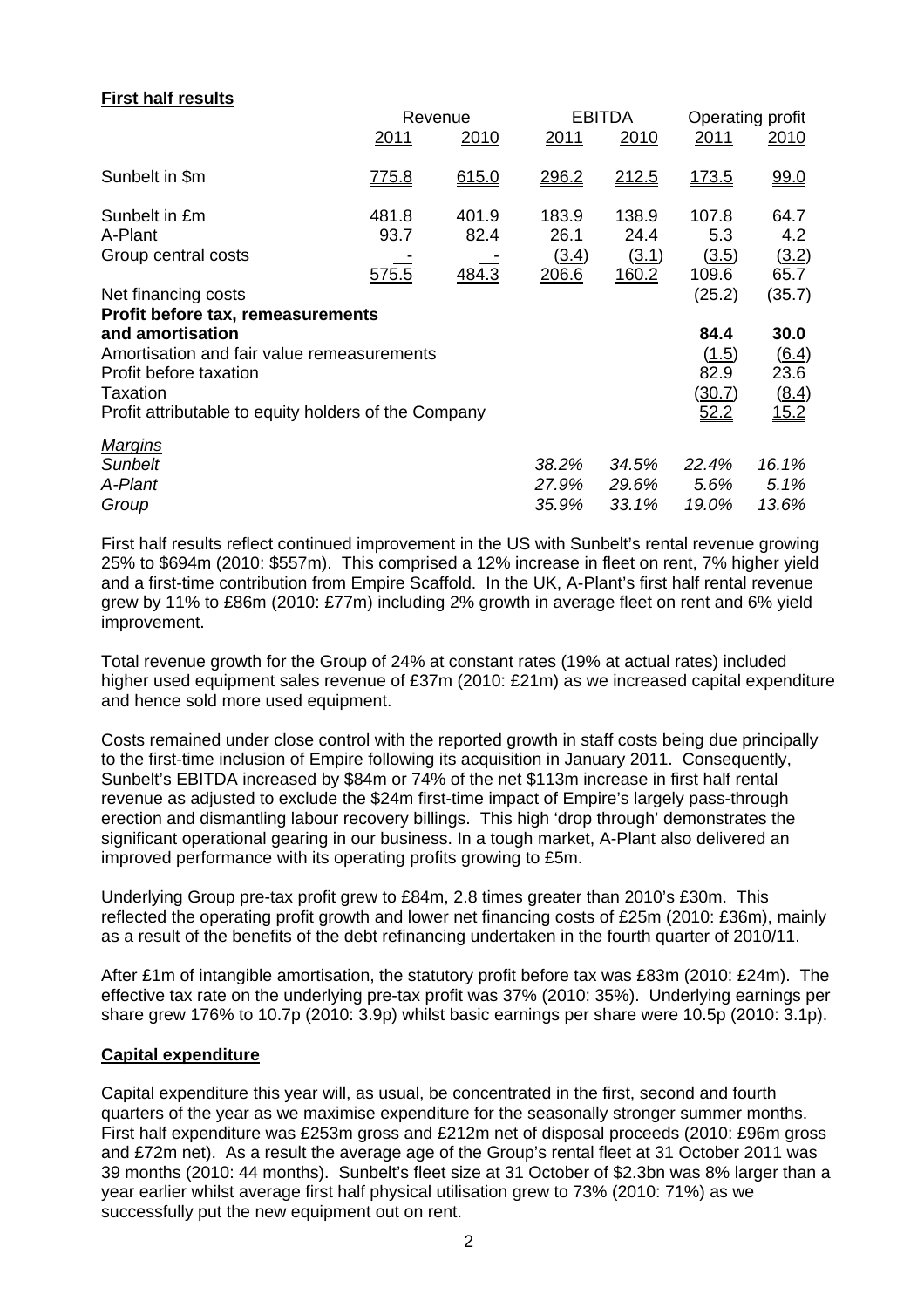## First half results

| | Revenue | | EBITDA | | Operating profit | |
|---|---|---|---|---|---|---|
| | 2011 | 2010 | 2011 | 2010 | 2011 | 2010 |
| Sunbelt in $m | 775.8 | 615.0 | 296.2 | 212.5 | 173.5 | 99.0 |
| Sunbelt in £m | 481.8 | 401.9 | 183.9 | 138.9 | 107.8 | 64.7 |
| A-Plant | 93.7 | 82.4 | 26.1 | 24.4 | 5.3 | 4.2 |
| Group central costs | - | - | (3.4) | (3.1) | (3.5) | (3.2) |
| | 575.5 | 484.3 | 206.6 | 160.2 | 109.6 | 65.7 |
| Net financing costs | | | | | (25.2) | (35.7) |
| **Profit before tax, remeasurements and amortisation** | | | | | **84.4** | **30.0** |
| Amortisation and fair value remeasurements | | | | | (1.5) | (6.4) |
| Profit before taxation | | | | | 82.9 | 23.6 |
| Taxation | | | | | (30.7) | (8.4) |
| Profit attributable to equity holders of the Company | | | | | 52.2 | 15.2 |
| *Margins* | | | | | | |
| *Sunbelt* | | | *38.2%* | *34.5%* | *22.4%* | *16.1%* |
| *A-Plant* | | | *27.9%* | *29.6%* | *5.6%* | *5.1%* |
| *Group* | | | *35.9%* | *33.1%* | *19.0%* | *13.6%* |

First half results reflect continued improvement in the US with Sunbelt's rental revenue growing 25% to $694m (2010: $557m). This comprised a 12% increase in fleet on rent, 7% higher yield and a first-time contribution from Empire Scaffold. In the UK, A-Plant's first half rental revenue grew by 11% to £86m (2010: £77m) including 2% growth in average fleet on rent and 6% yield improvement.

Total revenue growth for the Group of 24% at constant rates (19% at actual rates) included higher used equipment sales revenue of £37m (2010: £21m) as we increased capital expenditure and hence sold more used equipment.

Costs remained under close control with the reported growth in staff costs being due principally to the first-time inclusion of Empire following its acquisition in January 2011. Consequently, Sunbelt's EBITDA increased by $84m or 74% of the net $113m increase in first half rental revenue as adjusted to exclude the $24m first-time impact of Empire's largely pass-through erection and dismantling labour recovery billings. This high 'drop through' demonstrates the significant operational gearing in our business. In a tough market, A-Plant also delivered an improved performance with its operating profits growing to £5m.

Underlying Group pre-tax profit grew to £84m, 2.8 times greater than 2010's £30m. This reflected the operating profit growth and lower net financing costs of £25m (2010: £36m), mainly as a result of the benefits of the debt refinancing undertaken in the fourth quarter of 2010/11.

After £1m of intangible amortisation, the statutory profit before tax was £83m (2010: £24m). The effective tax rate on the underlying pre-tax profit was 37% (2010: 35%). Underlying earnings per share grew 176% to 10.7p (2010: 3.9p) whilst basic earnings per share were 10.5p (2010: 3.1p).

## Capital expenditure

Capital expenditure this year will, as usual, be concentrated in the first, second and fourth quarters of the year as we maximise expenditure for the seasonally stronger summer months. First half expenditure was £253m gross and £212m net of disposal proceeds (2010: £96m gross and £72m net). As a result the average age of the Group's rental fleet at 31 October 2011 was 39 months (2010: 44 months). Sunbelt's fleet size at 31 October of $2.3bn was 8% larger than a year earlier whilst average first half physical utilisation grew to 73% (2010: 71%) as we successfully put the new equipment out on rent.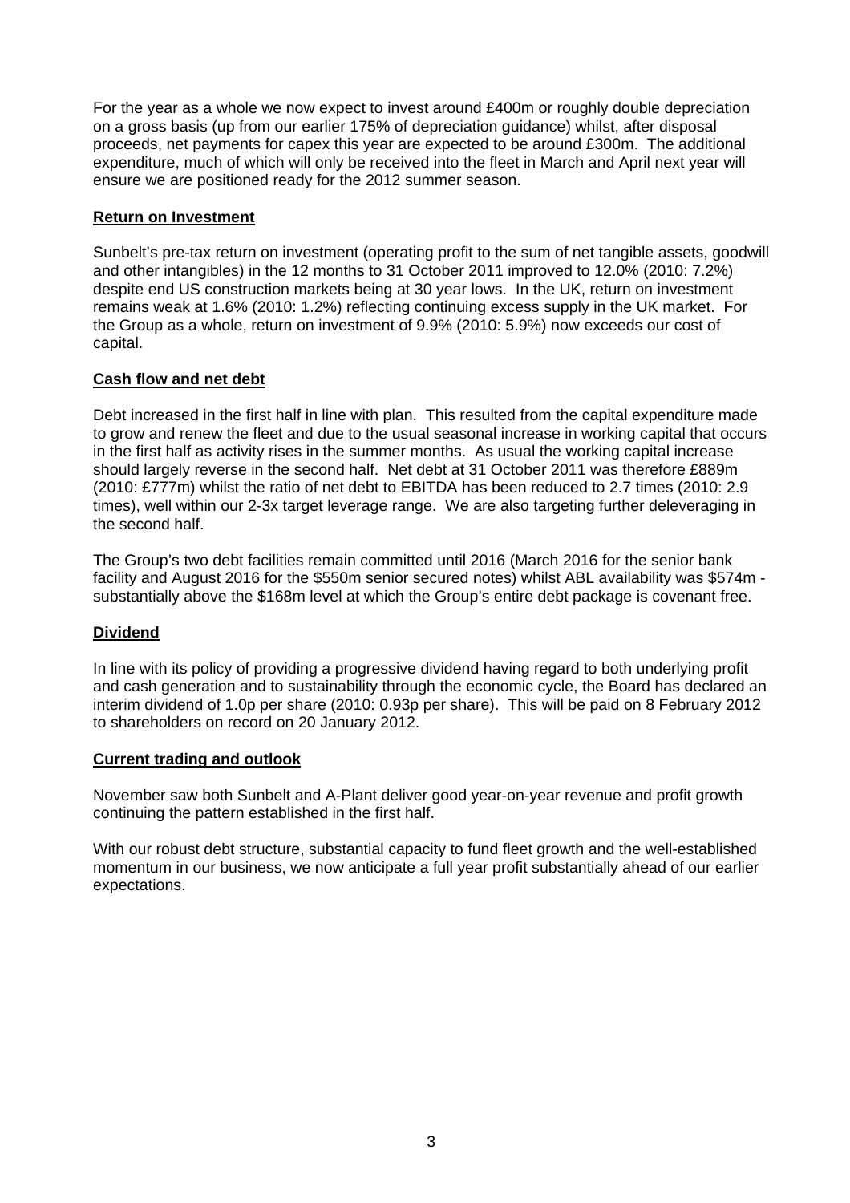For the year as a whole we now expect to invest around £400m or roughly double depreciation on a gross basis (up from our earlier 175% of depreciation guidance) whilst, after disposal proceeds, net payments for capex this year are expected to be around £300m. The additional expenditure, much of which will only be received into the fleet in March and April next year will ensure we are positioned ready for the 2012 summer season.

## Return on Investment

Sunbelt's pre-tax return on investment (operating profit to the sum of net tangible assets, goodwill and other intangibles) in the 12 months to 31 October 2011 improved to 12.0% (2010: 7.2%) despite end US construction markets being at 30 year lows. In the UK, return on investment remains weak at 1.6% (2010: 1.2%) reflecting continuing excess supply in the UK market. For the Group as a whole, return on investment of 9.9% (2010: 5.9%) now exceeds our cost of capital.

## Cash flow and net debt

Debt increased in the first half in line with plan. This resulted from the capital expenditure made to grow and renew the fleet and due to the usual seasonal increase in working capital that occurs in the first half as activity rises in the summer months. As usual the working capital increase should largely reverse in the second half. Net debt at 31 October 2011 was therefore £889m (2010: £777m) whilst the ratio of net debt to EBITDA has been reduced to 2.7 times (2010: 2.9 times), well within our 2-3x target leverage range. We are also targeting further deleveraging in the second half.

The Group's two debt facilities remain committed until 2016 (March 2016 for the senior bank facility and August 2016 for the $550m senior secured notes) whilst ABL availability was $574m - substantially above the $168m level at which the Group's entire debt package is covenant free.

## Dividend

In line with its policy of providing a progressive dividend having regard to both underlying profit and cash generation and to sustainability through the economic cycle, the Board has declared an interim dividend of 1.0p per share (2010: 0.93p per share). This will be paid on 8 February 2012 to shareholders on record on 20 January 2012.

## Current trading and outlook

November saw both Sunbelt and A-Plant deliver good year-on-year revenue and profit growth continuing the pattern established in the first half.

With our robust debt structure, substantial capacity to fund fleet growth and the well-established momentum in our business, we now anticipate a full year profit substantially ahead of our earlier expectations.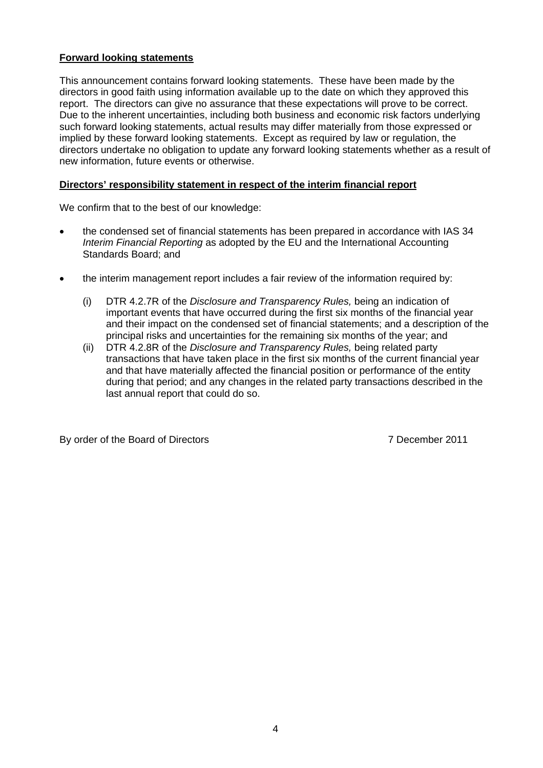## Forward looking statements

This announcement contains forward looking statements. These have been made by the directors in good faith using information available up to the date on which they approved this report. The directors can give no assurance that these expectations will prove to be correct. Due to the inherent uncertainties, including both business and economic risk factors underlying such forward looking statements, actual results may differ materially from those expressed or implied by these forward looking statements. Except as required by law or regulation, the directors undertake no obligation to update any forward looking statements whether as a result of new information, future events or otherwise.

## Directors' responsibility statement in respect of the interim financial report

We confirm that to the best of our knowledge:

- the condensed set of financial statements has been prepared in accordance with IAS 34 *Interim Financial Reporting* as adopted by the EU and the International Accounting Standards Board; and

- the interim management report includes a fair review of the information required by:

  (i) DTR 4.2.7R of the *Disclosure and Transparency Rules,* being an indication of important events that have occurred during the first six months of the financial year and their impact on the condensed set of financial statements; and a description of the principal risks and uncertainties for the remaining six months of the year; and

  (ii) DTR 4.2.8R of the *Disclosure and Transparency Rules,* being related party transactions that have taken place in the first six months of the current financial year and that have materially affected the financial position or performance of the entity during that period; and any changes in the related party transactions described in the last annual report that could do so.

By order of the Board of Directors — 7 December 2011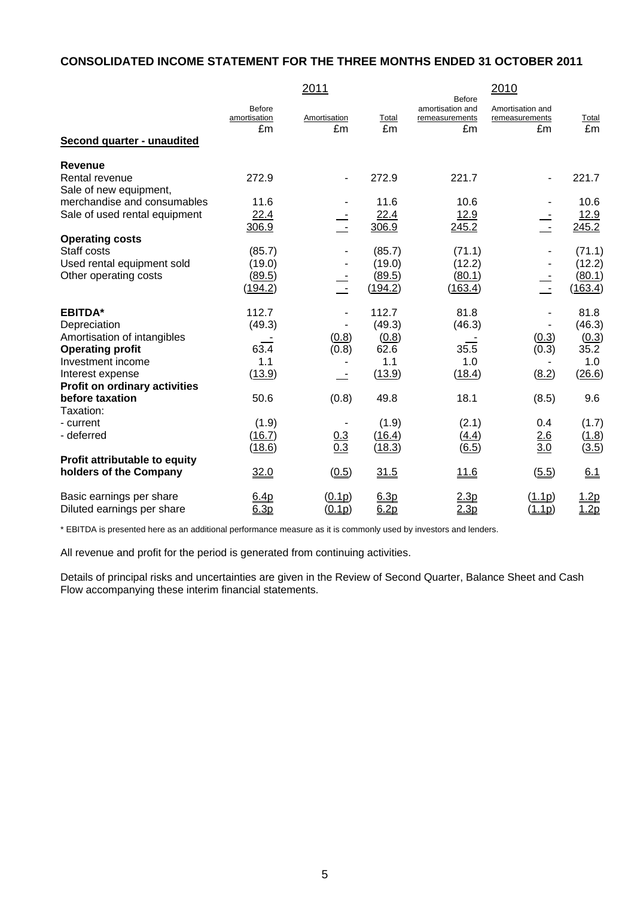## CONSOLIDATED INCOME STATEMENT FOR THE THREE MONTHS ENDED 31 OCTOBER 2011

| | 2011 | | | 2010 | | |
|---|---|---|---|---|---|---|
| | Before amortisation | Amortisation | Total | Before amortisation and remeasurements | Amortisation and remeasurements | Total |
| | £m | £m | £m | £m | £m | £m |
| **Second quarter - unaudited** | | | | | | |
| **Revenue** | | | | | | |
| Rental revenue | 272.9 | - | 272.9 | 221.7 | - | 221.7 |
| Sale of new equipment, merchandise and consumables | 11.6 | - | 11.6 | 10.6 | - | 10.6 |
| Sale of used rental equipment | 22.4 | - | 22.4 | 12.9 | - | 12.9 |
| | 306.9 | - | 306.9 | 245.2 | - | 245.2 |
| **Operating costs** | | | | | | |
| Staff costs | (85.7) | - | (85.7) | (71.1) | - | (71.1) |
| Used rental equipment sold | (19.0) | - | (19.0) | (12.2) | - | (12.2) |
| Other operating costs | (89.5) | - | (89.5) | (80.1) | - | (80.1) |
| | (194.2) | - | (194.2) | (163.4) | - | (163.4) |
| **EBITDA*** | 112.7 | - | 112.7 | 81.8 | - | 81.8 |
| Depreciation | (49.3) | - | (49.3) | (46.3) | - | (46.3) |
| Amortisation of intangibles | - | (0.8) | (0.8) | - | (0.3) | (0.3) |
| **Operating profit** | 63.4 | (0.8) | 62.6 | 35.5 | (0.3) | 35.2 |
| Investment income | 1.1 | - | 1.1 | 1.0 | - | 1.0 |
| Interest expense | (13.9) | - | (13.9) | (18.4) | (8.2) | (26.6) |
| **Profit on ordinary activities before taxation** | 50.6 | (0.8) | 49.8 | 18.1 | (8.5) | 9.6 |
| Taxation: | | | | | | |
| - current | (1.9) | - | (1.9) | (2.1) | 0.4 | (1.7) |
| - deferred | (16.7) | 0.3 | (16.4) | (4.4) | 2.6 | (1.8) |
| | (18.6) | 0.3 | (18.3) | (6.5) | 3.0 | (3.5) |
| **Profit attributable to equity holders of the Company** | 32.0 | (0.5) | 31.5 | 11.6 | (5.5) | 6.1 |
| Basic earnings per share | 6.4p | (0.1p) | 6.3p | 2.3p | (1.1p) | 1.2p |
| Diluted earnings per share | 6.3p | (0.1p) | 6.2p | 2.3p | (1.1p) | 1.2p |

* EBITDA is presented here as an additional performance measure as it is commonly used by investors and lenders.

All revenue and profit for the period is generated from continuing activities.

Details of principal risks and uncertainties are given in the Review of Second Quarter, Balance Sheet and Cash Flow accompanying these interim financial statements.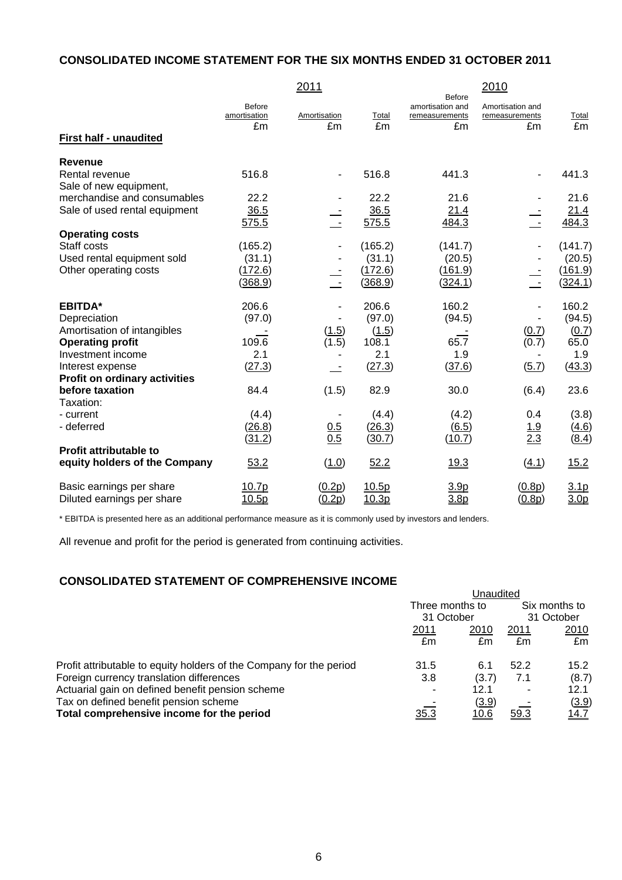## CONSOLIDATED INCOME STATEMENT FOR THE SIX MONTHS ENDED 31 OCTOBER 2011

| | 2011 | | | 2010 | | |
|---|---|---|---|---|---|---|
| | Before amortisation | Amortisation | Total | Before amortisation and remeasurements | Amortisation and remeasurements | Total |
| | £m | £m | £m | £m | £m | £m |
| **First half - unaudited** | | | | | | |
| **Revenue** | | | | | | |
| Rental revenue | 516.8 | - | 516.8 | 441.3 | - | 441.3 |
| Sale of new equipment, merchandise and consumables | 22.2 | - | 22.2 | 21.6 | - | 21.6 |
| Sale of used rental equipment | 36.5 | - | 36.5 | 21.4 | - | 21.4 |
| | 575.5 | - | 575.5 | 484.3 | - | 484.3 |
| **Operating costs** | | | | | | |
| Staff costs | (165.2) | - | (165.2) | (141.7) | - | (141.7) |
| Used rental equipment sold | (31.1) | - | (31.1) | (20.5) | - | (20.5) |
| Other operating costs | (172.6) | - | (172.6) | (161.9) | - | (161.9) |
| | (368.9) | - | (368.9) | (324.1) | - | (324.1) |
| **EBITDA*** | 206.6 | - | 206.6 | 160.2 | - | 160.2 |
| Depreciation | (97.0) | - | (97.0) | (94.5) | - | (94.5) |
| Amortisation of intangibles | - | (1.5) | (1.5) | - | (0.7) | (0.7) |
| **Operating profit** | 109.6 | (1.5) | 108.1 | 65.7 | (0.7) | 65.0 |
| Investment income | 2.1 | - | 2.1 | 1.9 | - | 1.9 |
| Interest expense | (27.3) | - | (27.3) | (37.6) | (5.7) | (43.3) |
| **Profit on ordinary activities before taxation** | 84.4 | (1.5) | 82.9 | 30.0 | (6.4) | 23.6 |
| Taxation: | | | | | | |
| - current | (4.4) | - | (4.4) | (4.2) | 0.4 | (3.8) |
| - deferred | (26.8) | 0.5 | (26.3) | (6.5) | 1.9 | (4.6) |
| | (31.2) | 0.5 | (30.7) | (10.7) | 2.3 | (8.4) |
| **Profit attributable to equity holders of the Company** | 53.2 | (1.0) | 52.2 | 19.3 | (4.1) | 15.2 |
| Basic earnings per share | 10.7p | (0.2p) | 10.5p | 3.9p | (0.8p) | 3.1p |
| Diluted earnings per share | 10.5p | (0.2p) | 10.3p | 3.8p | (0.8p) | 3.0p |

* EBITDA is presented here as an additional performance measure as it is commonly used by investors and lenders.

All revenue and profit for the period is generated from continuing activities.

## CONSOLIDATED STATEMENT OF COMPREHENSIVE INCOME

| | Unaudited | | | |
|---|---|---|---|---|
| | Three months to 31 October | | Six months to 31 October | |
| | 2011 | 2010 | 2011 | 2010 |
| | £m | £m | £m | £m |
| Profit attributable to equity holders of the Company for the period | 31.5 | 6.1 | 52.2 | 15.2 |
| Foreign currency translation differences | 3.8 | (3.7) | 7.1 | (8.7) |
| Actuarial gain on defined benefit pension scheme | - | 12.1 | - | 12.1 |
| Tax on defined benefit pension scheme | - | (3.9) | - | (3.9) |
| **Total comprehensive income for the period** | 35.3 | 10.6 | 59.3 | 14.7 |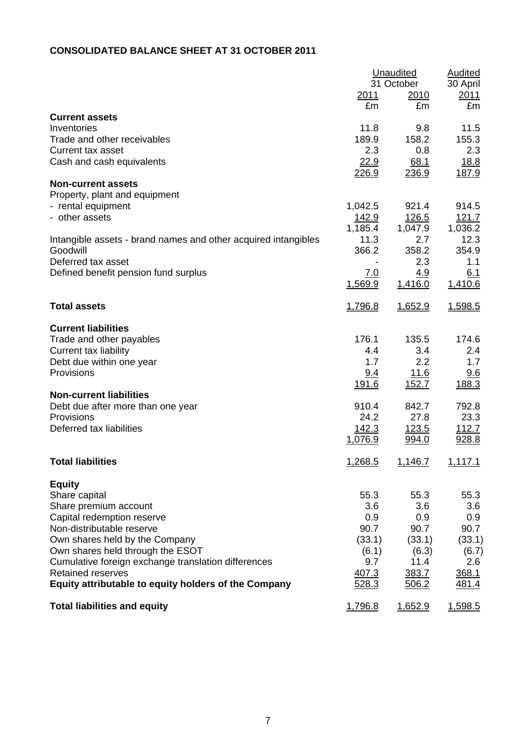**CONSOLIDATED BALANCE SHEET AT 31 OCTOBER 2011**

| | Unaudited 31 October 2011 | Unaudited 31 October 2010 | Audited 30 April 2011 |
|---|---|---|---|
| | £m | £m | £m |
| **Current assets** | | | |
| Inventories | 11.8 | 9.8 | 11.5 |
| Trade and other receivables | 189.9 | 158.2 | 155.3 |
| Current tax asset | 2.3 | 0.8 | 2.3 |
| Cash and cash equivalents | 22.9 | 68.1 | 18.8 |
| | 226.9 | 236.9 | 187.9 |
| **Non-current assets** | | | |
| Property, plant and equipment | | | |
| - rental equipment | 1,042.5 | 921.4 | 914.5 |
| - other assets | 142.9 | 126.5 | 121.7 |
| | 1,185.4 | 1,047.9 | 1,036.2 |
| Intangible assets - brand names and other acquired intangibles | 11.3 | 2.7 | 12.3 |
| Goodwill | 366.2 | 358.2 | 354.9 |
| Deferred tax asset | - | 2.3 | 1.1 |
| Defined benefit pension fund surplus | 7.0 | 4.9 | 6.1 |
| | 1,569.9 | 1,416.0 | 1,410.6 |
| **Total assets** | 1,796.8 | 1,652.9 | 1,598.5 |
| **Current liabilities** | | | |
| Trade and other payables | 176.1 | 135.5 | 174.6 |
| Current tax liability | 4.4 | 3.4 | 2.4 |
| Debt due within one year | 1.7 | 2.2 | 1.7 |
| Provisions | 9.4 | 11.6 | 9.6 |
| | 191.6 | 152.7 | 188.3 |
| **Non-current liabilities** | | | |
| Debt due after more than one year | 910.4 | 842.7 | 792.8 |
| Provisions | 24.2 | 27.8 | 23.3 |
| Deferred tax liabilities | 142.3 | 123.5 | 112.7 |
| | 1,076.9 | 994.0 | 928.8 |
| **Total liabilities** | 1,268.5 | 1,146.7 | 1,117.1 |
| **Equity** | | | |
| Share capital | 55.3 | 55.3 | 55.3 |
| Share premium account | 3.6 | 3.6 | 3.6 |
| Capital redemption reserve | 0.9 | 0.9 | 0.9 |
| Non-distributable reserve | 90.7 | 90.7 | 90.7 |
| Own shares held by the Company | (33.1) | (33.1) | (33.1) |
| Own shares held through the ESOT | (6.1) | (6.3) | (6.7) |
| Cumulative foreign exchange translation differences | 9.7 | 11.4 | 2.6 |
| Retained reserves | 407.3 | 383.7 | 368.1 |
| **Equity attributable to equity holders of the Company** | 528.3 | 506.2 | 481.4 |
| **Total liabilities and equity** | 1,796.8 | 1,652.9 | 1,598.5 |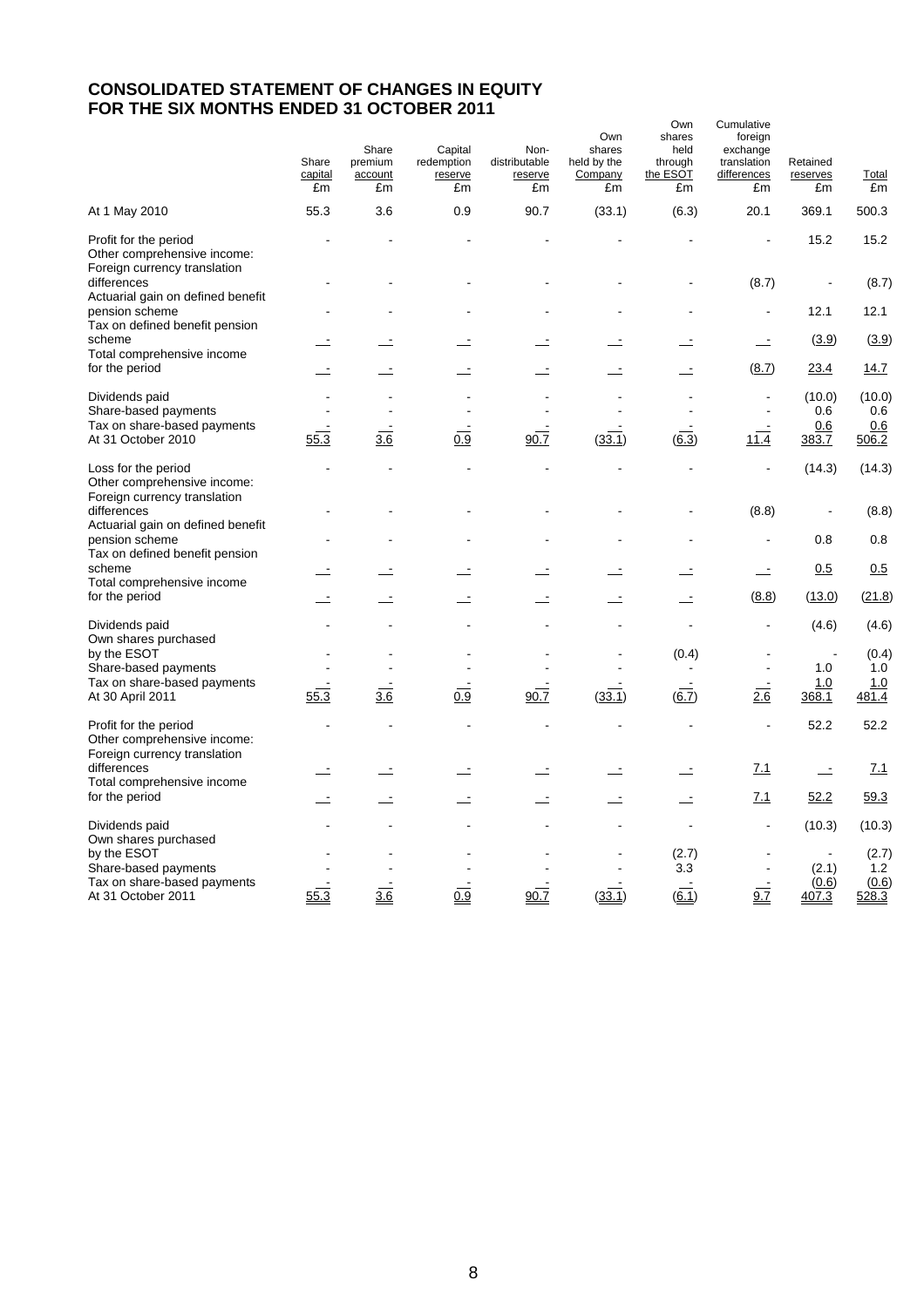## CONSOLIDATED STATEMENT OF CHANGES IN EQUITY
## FOR THE SIX MONTHS ENDED 31 OCTOBER 2011

| | Share capital £m | Share premium account £m | Capital redemption reserve £m | Non-distributable reserve £m | Own shares held by the Company £m | Own shares held through the ESOT £m | Cumulative foreign exchange translation differences £m | Retained reserves £m | Total £m |
|---|---|---|---|---|---|---|---|---|---|
| At 1 May 2010 | 55.3 | 3.6 | 0.9 | 90.7 | (33.1) | (6.3) | 20.1 | 369.1 | 500.3 |
| Profit for the period | - | - | - | - | - | - | - | 15.2 | 15.2 |
| Other comprehensive income: | | | | | | | | | |
| Foreign currency translation differences | - | - | - | - | - | - | (8.7) | - | (8.7) |
| Actuarial gain on defined benefit pension scheme | - | - | - | - | - | - | - | 12.1 | 12.1 |
| Tax on defined benefit pension scheme | - | - | - | - | - | - | - | (3.9) | (3.9) |
| Total comprehensive income for the period | - | - | - | - | - | - | (8.7) | 23.4 | 14.7 |
| Dividends paid | - | - | - | - | - | - | - | (10.0) | (10.0) |
| Share-based payments | - | - | - | - | - | - | - | 0.6 | 0.6 |
| Tax on share-based payments | - | - | - | - | - | - | - | 0.6 | 0.6 |
| At 31 October 2010 | 55.3 | 3.6 | 0.9 | 90.7 | (33.1) | (6.3) | 11.4 | 383.7 | 506.2 |
| Loss for the period | - | - | - | - | - | - | - | (14.3) | (14.3) |
| Other comprehensive income: | | | | | | | | | |
| Foreign currency translation differences | - | - | - | - | - | - | (8.8) | - | (8.8) |
| Actuarial gain on defined benefit pension scheme | - | - | - | - | - | - | - | 0.8 | 0.8 |
| Tax on defined benefit pension scheme | - | - | - | - | - | - | - | 0.5 | 0.5 |
| Total comprehensive income for the period | - | - | - | - | - | - | (8.8) | (13.0) | (21.8) |
| Dividends paid | - | - | - | - | - | - | - | (4.6) | (4.6) |
| Own shares purchased by the ESOT | - | - | - | - | - | (0.4) | - | - | (0.4) |
| Share-based payments | - | - | - | - | - | - | - | 1.0 | 1.0 |
| Tax on share-based payments | - | - | - | - | - | - | - | 1.0 | 1.0 |
| At 30 April 2011 | 55.3 | 3.6 | 0.9 | 90.7 | (33.1) | (6.7) | 2.6 | 368.1 | 481.4 |
| Profit for the period | - | - | - | - | - | - | - | 52.2 | 52.2 |
| Other comprehensive income: | | | | | | | | | |
| Foreign currency translation differences | - | - | - | - | - | - | 7.1 | - | 7.1 |
| Total comprehensive income for the period | - | - | - | - | - | - | 7.1 | 52.2 | 59.3 |
| Dividends paid | - | - | - | - | - | - | - | (10.3) | (10.3) |
| Own shares purchased by the ESOT | - | - | - | - | - | (2.7) | - | - | (2.7) |
| Share-based payments | - | - | - | - | - | 3.3 | - | (2.1) | 1.2 |
| Tax on share-based payments | - | - | - | - | - | - | - | (0.6) | (0.6) |
| At 31 October 2011 | 55.3 | 3.6 | 0.9 | 90.7 | (33.1) | (6.1) | 9.7 | 407.3 | 528.3 |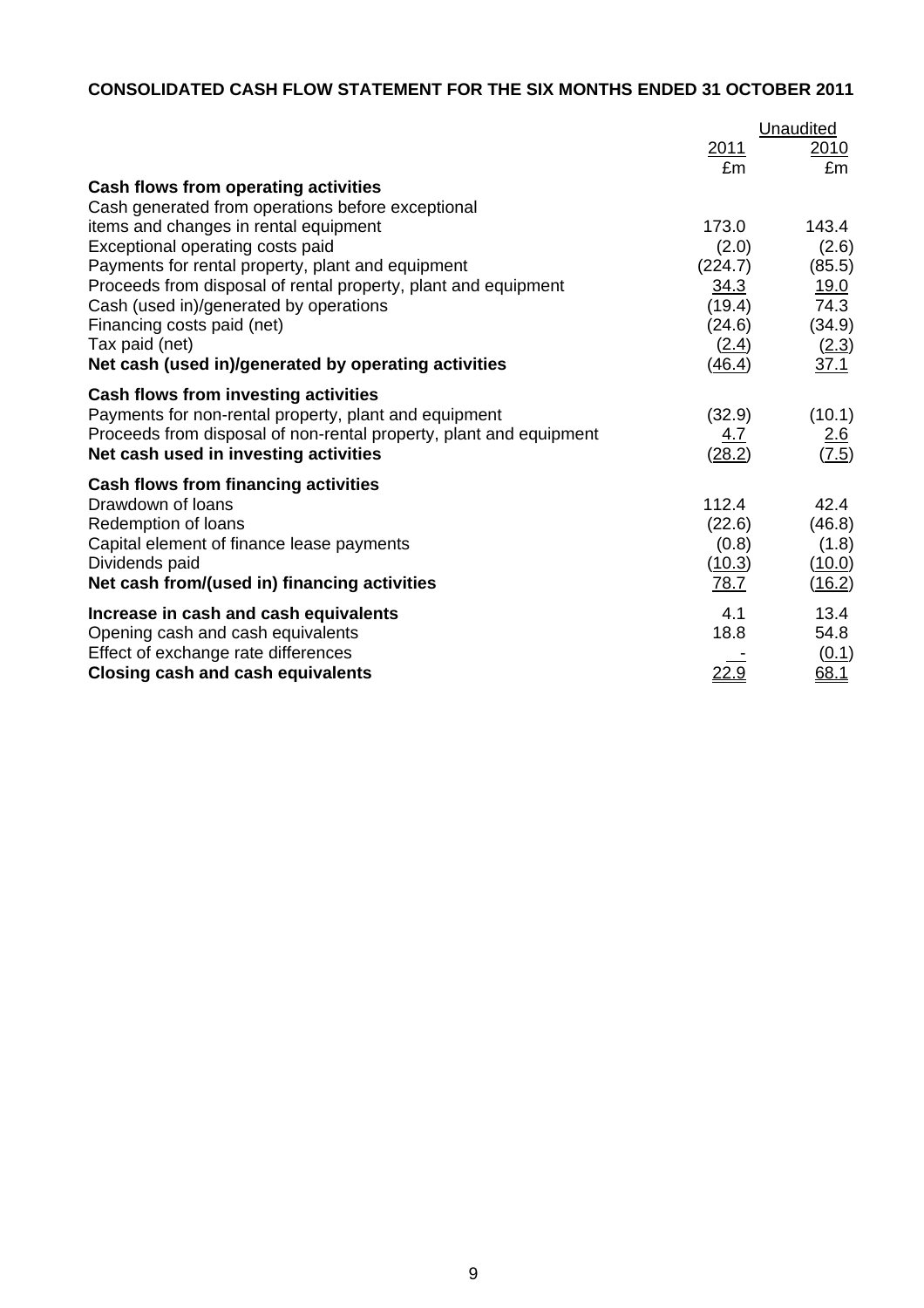**CONSOLIDATED CASH FLOW STATEMENT FOR THE SIX MONTHS ENDED 31 OCTOBER 2011**

| | Unaudited | |
|---|---|---|
| | 2011 | 2010 |
| | £m | £m |
| **Cash flows from operating activities** | | |
| Cash generated from operations before exceptional items and changes in rental equipment | 173.0 | 143.4 |
| Exceptional operating costs paid | (2.0) | (2.6) |
| Payments for rental property, plant and equipment | (224.7) | (85.5) |
| Proceeds from disposal of rental property, plant and equipment | 34.3 | 19.0 |
| Cash (used in)/generated by operations | (19.4) | 74.3 |
| Financing costs paid (net) | (24.6) | (34.9) |
| Tax paid (net) | (2.4) | (2.3) |
| **Net cash (used in)/generated by operating activities** | (46.4) | 37.1 |
| **Cash flows from investing activities** | | |
| Payments for non-rental property, plant and equipment | (32.9) | (10.1) |
| Proceeds from disposal of non-rental property, plant and equipment | 4.7 | 2.6 |
| **Net cash used in investing activities** | (28.2) | (7.5) |
| **Cash flows from financing activities** | | |
| Drawdown of loans | 112.4 | 42.4 |
| Redemption of loans | (22.6) | (46.8) |
| Capital element of finance lease payments | (0.8) | (1.8) |
| Dividends paid | (10.3) | (10.0) |
| **Net cash from/(used in) financing activities** | 78.7 | (16.2) |
| **Increase in cash and cash equivalents** | 4.1 | 13.4 |
| Opening cash and cash equivalents | 18.8 | 54.8 |
| Effect of exchange rate differences | - | (0.1) |
| **Closing cash and cash equivalents** | 22.9 | 68.1 |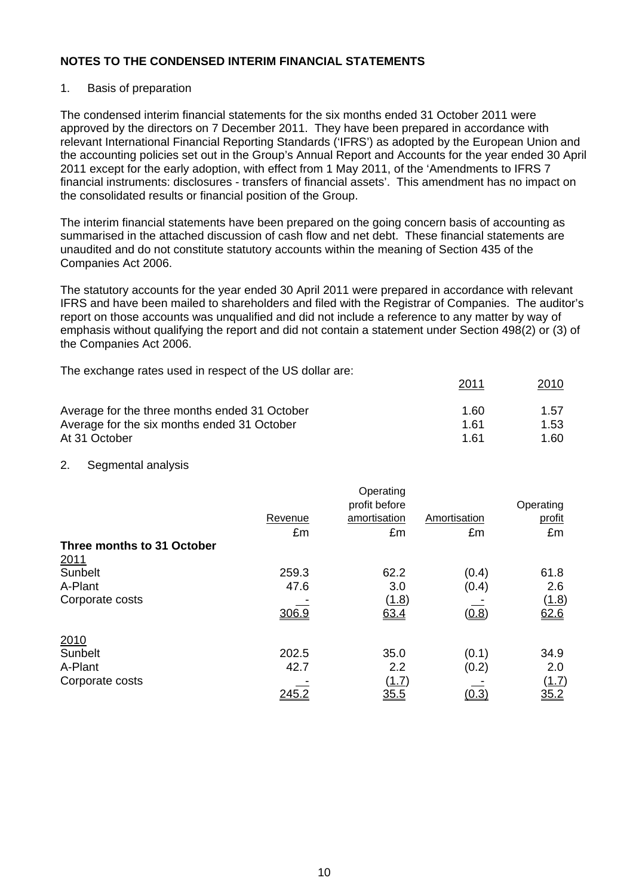**NOTES TO THE CONDENSED INTERIM FINANCIAL STATEMENTS**

1. Basis of preparation

The condensed interim financial statements for the six months ended 31 October 2011 were approved by the directors on 7 December 2011. They have been prepared in accordance with relevant International Financial Reporting Standards ('IFRS') as adopted by the European Union and the accounting policies set out in the Group's Annual Report and Accounts for the year ended 30 April 2011 except for the early adoption, with effect from 1 May 2011, of the 'Amendments to IFRS 7 financial instruments: disclosures - transfers of financial assets'. This amendment has no impact on the consolidated results or financial position of the Group.

The interim financial statements have been prepared on the going concern basis of accounting as summarised in the attached discussion of cash flow and net debt. These financial statements are unaudited and do not constitute statutory accounts within the meaning of Section 435 of the Companies Act 2006.

The statutory accounts for the year ended 30 April 2011 were prepared in accordance with relevant IFRS and have been mailed to shareholders and filed with the Registrar of Companies. The auditor's report on those accounts was unqualified and did not include a reference to any matter by way of emphasis without qualifying the report and did not contain a statement under Section 498(2) or (3) of the Companies Act 2006.

The exchange rates used in respect of the US dollar are:

| | 2011 | 2010 |
|---|---|---|
| Average for the three months ended 31 October | 1.60 | 1.57 |
| Average for the six months ended 31 October | 1.61 | 1.53 |
| At 31 October | 1.61 | 1.60 |

2. Segmental analysis

| | Revenue | Operating profit before amortisation | Amortisation | Operating profit |
|---|---|---|---|---|
| | £m | £m | £m | £m |
| **Three months to 31 October** | | | | |
| 2011 | | | | |
| Sunbelt | 259.3 | 62.2 | (0.4) | 61.8 |
| A-Plant | 47.6 | 3.0 | (0.4) | 2.6 |
| Corporate costs | - | (1.8) | - | (1.8) |
| | 306.9 | 63.4 | (0.8) | 62.6 |
| 2010 | | | | |
| Sunbelt | 202.5 | 35.0 | (0.1) | 34.9 |
| A-Plant | 42.7 | 2.2 | (0.2) | 2.0 |
| Corporate costs | - | (1.7) | - | (1.7) |
| | 245.2 | 35.5 | (0.3) | 35.2 |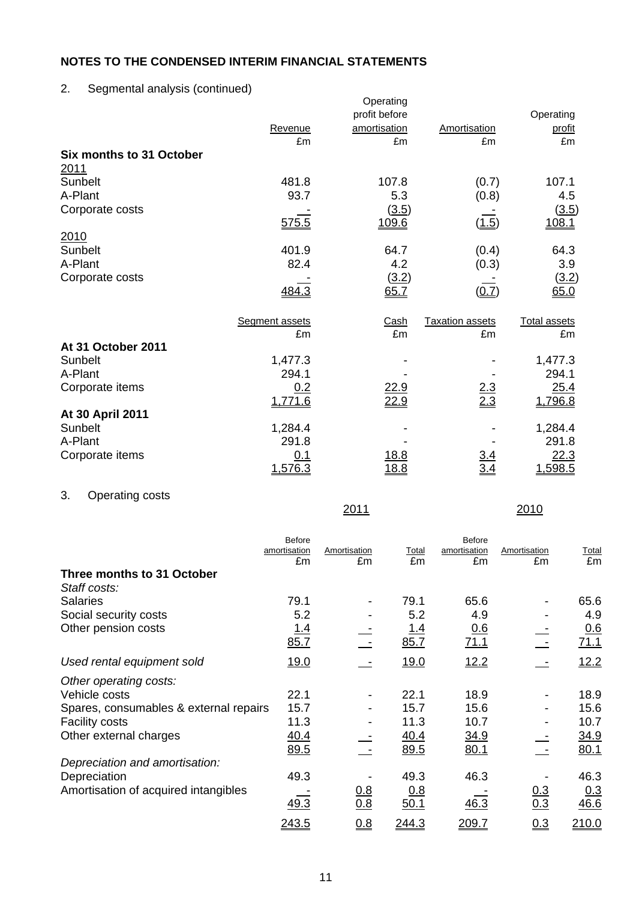## NOTES TO THE CONDENSED INTERIM FINANCIAL STATEMENTS

2. Segmental analysis (continued)

| | Revenue | Operating profit before amortisation | Amortisation | Operating profit |
|---|---|---|---|---|
| | £m | £m | £m | £m |
| **Six months to 31 October** | | | | |
| 2011 | | | | |
| Sunbelt | 481.8 | 107.8 | (0.7) | 107.1 |
| A-Plant | 93.7 | 5.3 | (0.8) | 4.5 |
| Corporate costs | - | (3.5) | - | (3.5) |
| | 575.5 | 109.6 | (1.5) | 108.1 |
| 2010 | | | | |
| Sunbelt | 401.9 | 64.7 | (0.4) | 64.3 |
| A-Plant | 82.4 | 4.2 | (0.3) | 3.9 |
| Corporate costs | - | (3.2) | - | (3.2) |
| | 484.3 | 65.7 | (0.7) | 65.0 |

| | Segment assets | Cash | Taxation assets | Total assets |
|---|---|---|---|---|
| | £m | £m | £m | £m |
| **At 31 October 2011** | | | | |
| Sunbelt | 1,477.3 | - | - | 1,477.3 |
| A-Plant | 294.1 | - | - | 294.1 |
| Corporate items | 0.2 | 22.9 | 2.3 | 25.4 |
| | 1,771.6 | 22.9 | 2.3 | 1,796.8 |
| **At 30 April 2011** | | | | |
| Sunbelt | 1,284.4 | - | - | 1,284.4 |
| A-Plant | 291.8 | - | - | 291.8 |
| Corporate items | 0.1 | 18.8 | 3.4 | 22.3 |
| | 1,576.3 | 18.8 | 3.4 | 1,598.5 |

3. Operating costs

| | 2011 | | | 2010 | | |
|---|---|---|---|---|---|---|
| | Before amortisation | Amortisation | Total | Before amortisation | Amortisation | Total |
| | £m | £m | £m | £m | £m | £m |
| **Three months to 31 October** | | | | | | |
| *Staff costs:* | | | | | | |
| Salaries | 79.1 | - | 79.1 | 65.6 | - | 65.6 |
| Social security costs | 5.2 | - | 5.2 | 4.9 | - | 4.9 |
| Other pension costs | 1.4 | - | 1.4 | 0.6 | - | 0.6 |
| | 85.7 | - | 85.7 | 71.1 | - | 71.1 |
| *Used rental equipment sold* | 19.0 | - | 19.0 | 12.2 | - | 12.2 |
| *Other operating costs:* | | | | | | |
| Vehicle costs | 22.1 | - | 22.1 | 18.9 | - | 18.9 |
| Spares, consumables & external repairs | 15.7 | - | 15.7 | 15.6 | - | 15.6 |
| Facility costs | 11.3 | - | 11.3 | 10.7 | - | 10.7 |
| Other external charges | 40.4 | - | 40.4 | 34.9 | - | 34.9 |
| | 89.5 | - | 89.5 | 80.1 | - | 80.1 |
| *Depreciation and amortisation:* | | | | | | |
| Depreciation | 49.3 | - | 49.3 | 46.3 | - | 46.3 |
| Amortisation of acquired intangibles | - | 0.8 | 0.8 | - | 0.3 | 0.3 |
| | 49.3 | 0.8 | 50.1 | 46.3 | 0.3 | 46.6 |
| | 243.5 | 0.8 | 244.3 | 209.7 | 0.3 | 210.0 |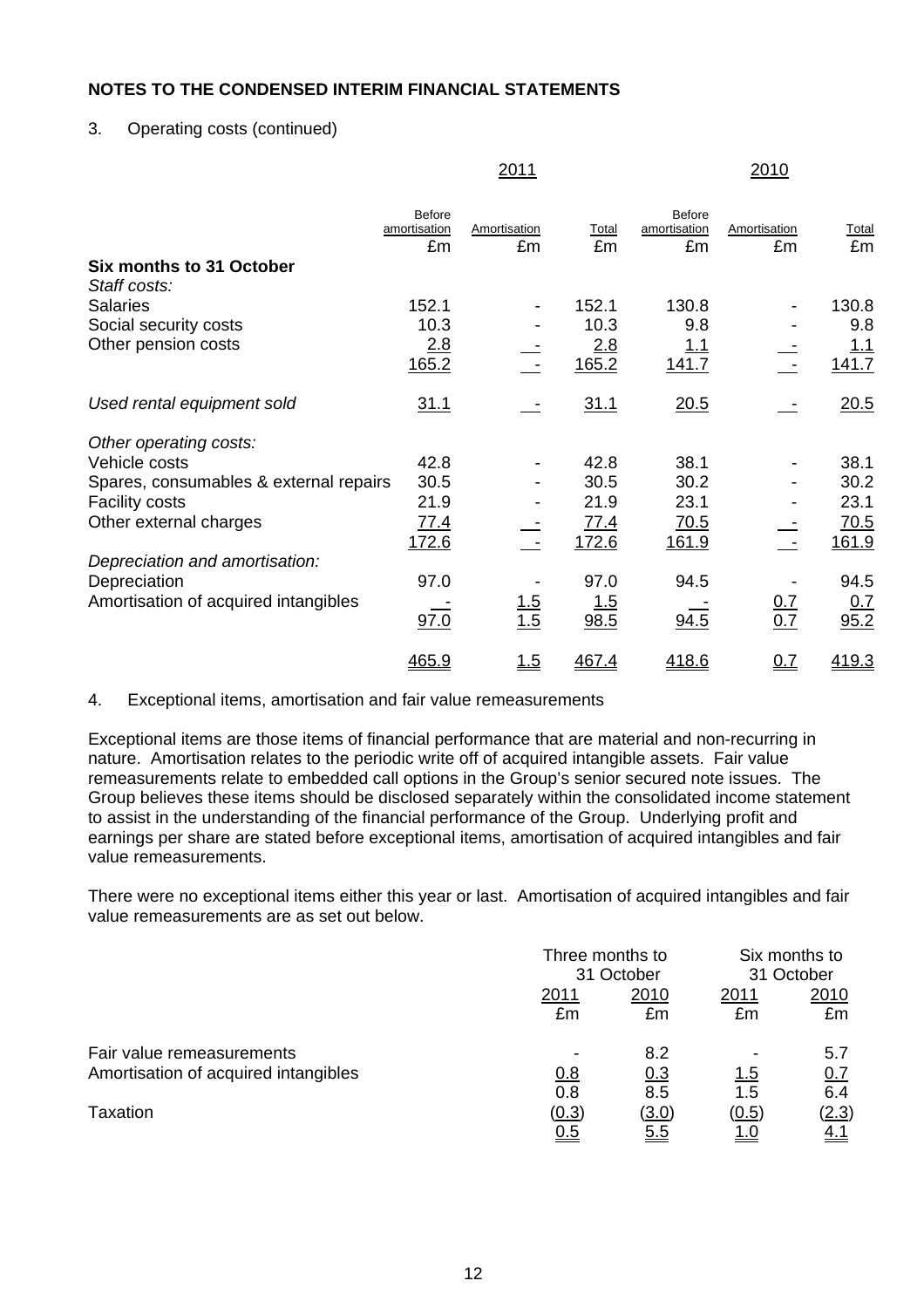## NOTES TO THE CONDENSED INTERIM FINANCIAL STATEMENTS

3. Operating costs (continued)

| | 2011 | | | 2010 | | |
|---|---|---|---|---|---|---|
| | Before amortisation £m | Amortisation £m | Total £m | Before amortisation £m | Amortisation £m | Total £m |
| **Six months to 31 October** | | | | | | |
| *Staff costs:* | | | | | | |
| Salaries | 152.1 | - | 152.1 | 130.8 | - | 130.8 |
| Social security costs | 10.3 | - | 10.3 | 9.8 | - | 9.8 |
| Other pension costs | 2.8 | - | 2.8 | 1.1 | - | 1.1 |
| | 165.2 | - | 165.2 | 141.7 | - | 141.7 |
| *Used rental equipment sold* | 31.1 | - | 31.1 | 20.5 | - | 20.5 |
| *Other operating costs:* | | | | | | |
| Vehicle costs | 42.8 | - | 42.8 | 38.1 | - | 38.1 |
| Spares, consumables & external repairs | 30.5 | - | 30.5 | 30.2 | - | 30.2 |
| Facility costs | 21.9 | - | 21.9 | 23.1 | - | 23.1 |
| Other external charges | 77.4 | - | 77.4 | 70.5 | - | 70.5 |
| | 172.6 | - | 172.6 | 161.9 | - | 161.9 |
| *Depreciation and amortisation:* | | | | | | |
| Depreciation | 97.0 | - | 97.0 | 94.5 | - | 94.5 |
| Amortisation of acquired intangibles | - | 1.5 | 1.5 | - | 0.7 | 0.7 |
| | 97.0 | 1.5 | 98.5 | 94.5 | 0.7 | 95.2 |
| | 465.9 | 1.5 | 467.4 | 418.6 | 0.7 | 419.3 |

4. Exceptional items, amortisation and fair value remeasurements

Exceptional items are those items of financial performance that are material and non-recurring in nature. Amortisation relates to the periodic write off of acquired intangible assets. Fair value remeasurements relate to embedded call options in the Group's senior secured note issues. The Group believes these items should be disclosed separately within the consolidated income statement to assist in the understanding of the financial performance of the Group. Underlying profit and earnings per share are stated before exceptional items, amortisation of acquired intangibles and fair value remeasurements.

There were no exceptional items either this year or last. Amortisation of acquired intangibles and fair value remeasurements are as set out below.

| | Three months to 31 October | | Six months to 31 October | |
|---|---|---|---|---|
| | 2011 £m | 2010 £m | 2011 £m | 2010 £m |
| Fair value remeasurements | - | 8.2 | - | 5.7 |
| Amortisation of acquired intangibles | 0.8 | 0.3 | 1.5 | 0.7 |
| | 0.8 | 8.5 | 1.5 | 6.4 |
| Taxation | (0.3) | (3.0) | (0.5) | (2.3) |
| | 0.5 | 5.5 | 1.0 | 4.1 |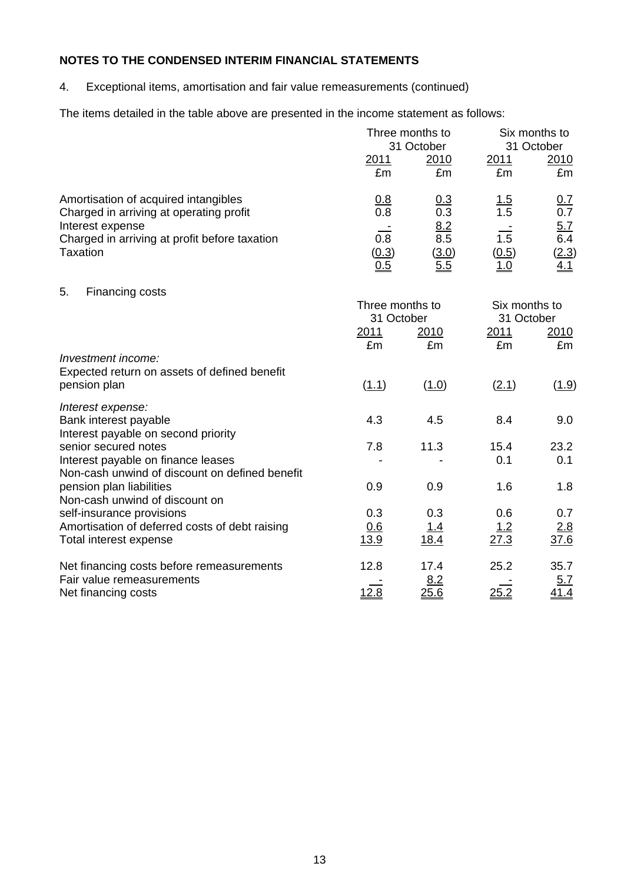## NOTES TO THE CONDENSED INTERIM FINANCIAL STATEMENTS

4. Exceptional items, amortisation and fair value remeasurements (continued)

The items detailed in the table above are presented in the income statement as follows:

| | Three months to 31 October | | Six months to 31 October | |
|---|---|---|---|---|
| | 2011 | 2010 | 2011 | 2010 |
| | £m | £m | £m | £m |
| Amortisation of acquired intangibles | 0.8 | 0.3 | 1.5 | 0.7 |
| Charged in arriving at operating profit | 0.8 | 0.3 | 1.5 | 0.7 |
| Interest expense | - | 8.2 | - | 5.7 |
| Charged in arriving at profit before taxation | 0.8 | 8.5 | 1.5 | 6.4 |
| Taxation | (0.3) | (3.0) | (0.5) | (2.3) |
| | 0.5 | 5.5 | 1.0 | 4.1 |

5. Financing costs

| | Three months to 31 October | | Six months to 31 October | |
|---|---|---|---|---|
| | 2011 | 2010 | 2011 | 2010 |
| | £m | £m | £m | £m |
| *Investment income:* | | | | |
| Expected return on assets of defined benefit pension plan | (1.1) | (1.0) | (2.1) | (1.9) |
| *Interest expense:* | | | | |
| Bank interest payable | 4.3 | 4.5 | 8.4 | 9.0 |
| Interest payable on second priority senior secured notes | 7.8 | 11.3 | 15.4 | 23.2 |
| Interest payable on finance leases | - | - | 0.1 | 0.1 |
| Non-cash unwind of discount on defined benefit pension plan liabilities | 0.9 | 0.9 | 1.6 | 1.8 |
| Non-cash unwind of discount on self-insurance provisions | 0.3 | 0.3 | 0.6 | 0.7 |
| Amortisation of deferred costs of debt raising | 0.6 | 1.4 | 1.2 | 2.8 |
| Total interest expense | 13.9 | 18.4 | 27.3 | 37.6 |
| Net financing costs before remeasurements | 12.8 | 17.4 | 25.2 | 35.7 |
| Fair value remeasurements | - | 8.2 | - | 5.7 |
| Net financing costs | 12.8 | 25.6 | 25.2 | 41.4 |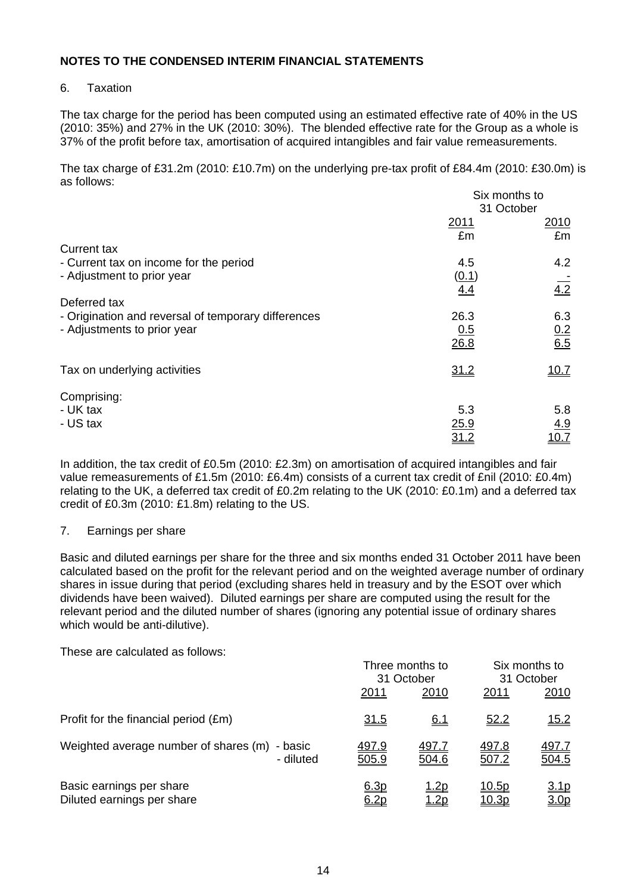**NOTES TO THE CONDENSED INTERIM FINANCIAL STATEMENTS**

6. Taxation

The tax charge for the period has been computed using an estimated effective rate of 40% in the US (2010: 35%) and 27% in the UK (2010: 30%). The blended effective rate for the Group as a whole is 37% of the profit before tax, amortisation of acquired intangibles and fair value remeasurements.

The tax charge of £31.2m (2010: £10.7m) on the underlying pre-tax profit of £84.4m (2010: £30.0m) is as follows:

| | Six months to 31 October | |
|---|---|---|
| | 2011 | 2010 |
| | £m | £m |
| Current tax | | |
| - Current tax on income for the period | 4.5 | 4.2 |
| - Adjustment to prior year | (0.1) | - |
| | 4.4 | 4.2 |
| Deferred tax | | |
| - Origination and reversal of temporary differences | 26.3 | 6.3 |
| - Adjustments to prior year | 0.5 | 0.2 |
| | 26.8 | 6.5 |
| Tax on underlying activities | 31.2 | 10.7 |
| Comprising: | | |
| - UK tax | 5.3 | 5.8 |
| - US tax | 25.9 | 4.9 |
| | 31.2 | 10.7 |

In addition, the tax credit of £0.5m (2010: £2.3m) on amortisation of acquired intangibles and fair value remeasurements of £1.5m (2010: £6.4m) consists of a current tax credit of £nil (2010: £0.4m) relating to the UK, a deferred tax credit of £0.2m relating to the UK (2010: £0.1m) and a deferred tax credit of £0.3m (2010: £1.8m) relating to the US.

7. Earnings per share

Basic and diluted earnings per share for the three and six months ended 31 October 2011 have been calculated based on the profit for the relevant period and on the weighted average number of ordinary shares in issue during that period (excluding shares held in treasury and by the ESOT over which dividends have been waived). Diluted earnings per share are computed using the result for the relevant period and the diluted number of shares (ignoring any potential issue of ordinary shares which would be anti-dilutive).

These are calculated as follows:

| | | Three months to 31 October | | Six months to 31 October | |
|---|---|---|---|---|---|
| | | 2011 | 2010 | 2011 | 2010 |
| Profit for the financial period (£m) | | 31.5 | 6.1 | 52.2 | 15.2 |
| Weighted average number of shares (m) | - basic | 497.9 | 497.7 | 497.8 | 497.7 |
| | - diluted | 505.9 | 504.6 | 507.2 | 504.5 |
| Basic earnings per share | | 6.3p | 1.2p | 10.5p | 3.1p |
| Diluted earnings per share | | 6.2p | 1.2p | 10.3p | 3.0p |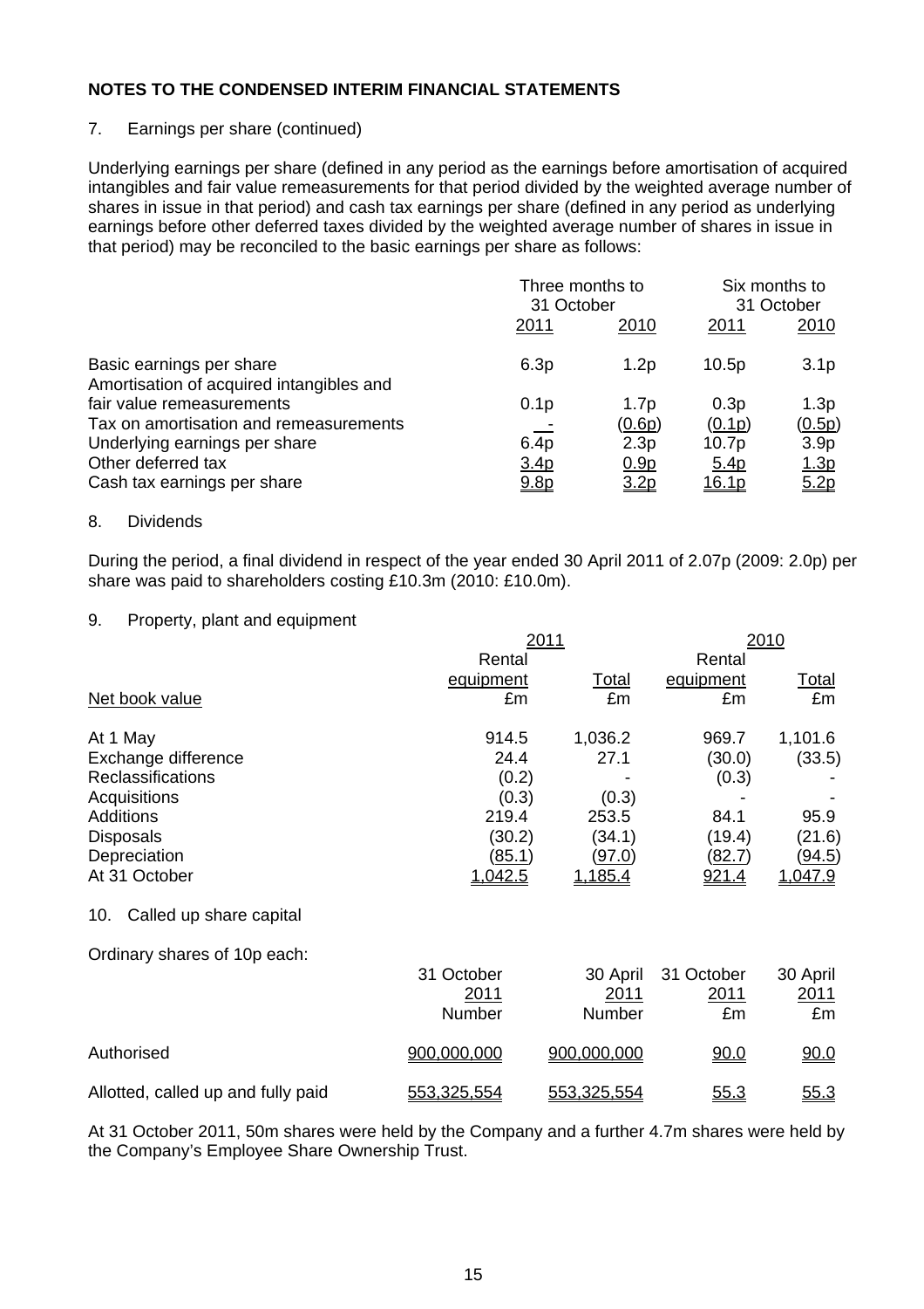## NOTES TO THE CONDENSED INTERIM FINANCIAL STATEMENTS

7. Earnings per share (continued)

Underlying earnings per share (defined in any period as the earnings before amortisation of acquired intangibles and fair value remeasurements for that period divided by the weighted average number of shares in issue in that period) and cash tax earnings per share (defined in any period as underlying earnings before other deferred taxes divided by the weighted average number of shares in issue in that period) may be reconciled to the basic earnings per share as follows:

| | Three months to 31 October | | Six months to 31 October | |
|---|---|---|---|---|
| | 2011 | 2010 | 2011 | 2010 |
| Basic earnings per share | 6.3p | 1.2p | 10.5p | 3.1p |
| Amortisation of acquired intangibles and fair value remeasurements | 0.1p | 1.7p | 0.3p | 1.3p |
| Tax on amortisation and remeasurements | - | (0.6p) | (0.1p) | (0.5p) |
| Underlying earnings per share | 6.4p | 2.3p | 10.7p | 3.9p |
| Other deferred tax | 3.4p | 0.9p | 5.4p | 1.3p |
| Cash tax earnings per share | 9.8p | 3.2p | 16.1p | 5.2p |

8. Dividends

During the period, a final dividend in respect of the year ended 30 April 2011 of 2.07p (2009: 2.0p) per share was paid to shareholders costing £10.3m (2010: £10.0m).

9. Property, plant and equipment

| | 2011 | | 2010 | |
|---|---|---|---|---|
| | Rental equipment | Total | Rental equipment | Total |
| Net book value | £m | £m | £m | £m |
| At 1 May | 914.5 | 1,036.2 | 969.7 | 1,101.6 |
| Exchange difference | 24.4 | 27.1 | (30.0) | (33.5) |
| Reclassifications | (0.2) | - | (0.3) | - |
| Acquisitions | (0.3) | (0.3) | - | - |
| Additions | 219.4 | 253.5 | 84.1 | 95.9 |
| Disposals | (30.2) | (34.1) | (19.4) | (21.6) |
| Depreciation | (85.1) | (97.0) | (82.7) | (94.5) |
| At 31 October | 1,042.5 | 1,185.4 | 921.4 | 1,047.9 |

10. Called up share capital

Ordinary shares of 10p each:

| | 31 October 2011 | 30 April 2011 | 31 October 2011 | 30 April 2011 |
|---|---|---|---|---|
| | Number | Number | £m | £m |
| Authorised | 900,000,000 | 900,000,000 | 90.0 | 90.0 |
| Allotted, called up and fully paid | 553,325,554 | 553,325,554 | 55.3 | 55.3 |

At 31 October 2011, 50m shares were held by the Company and a further 4.7m shares were held by the Company's Employee Share Ownership Trust.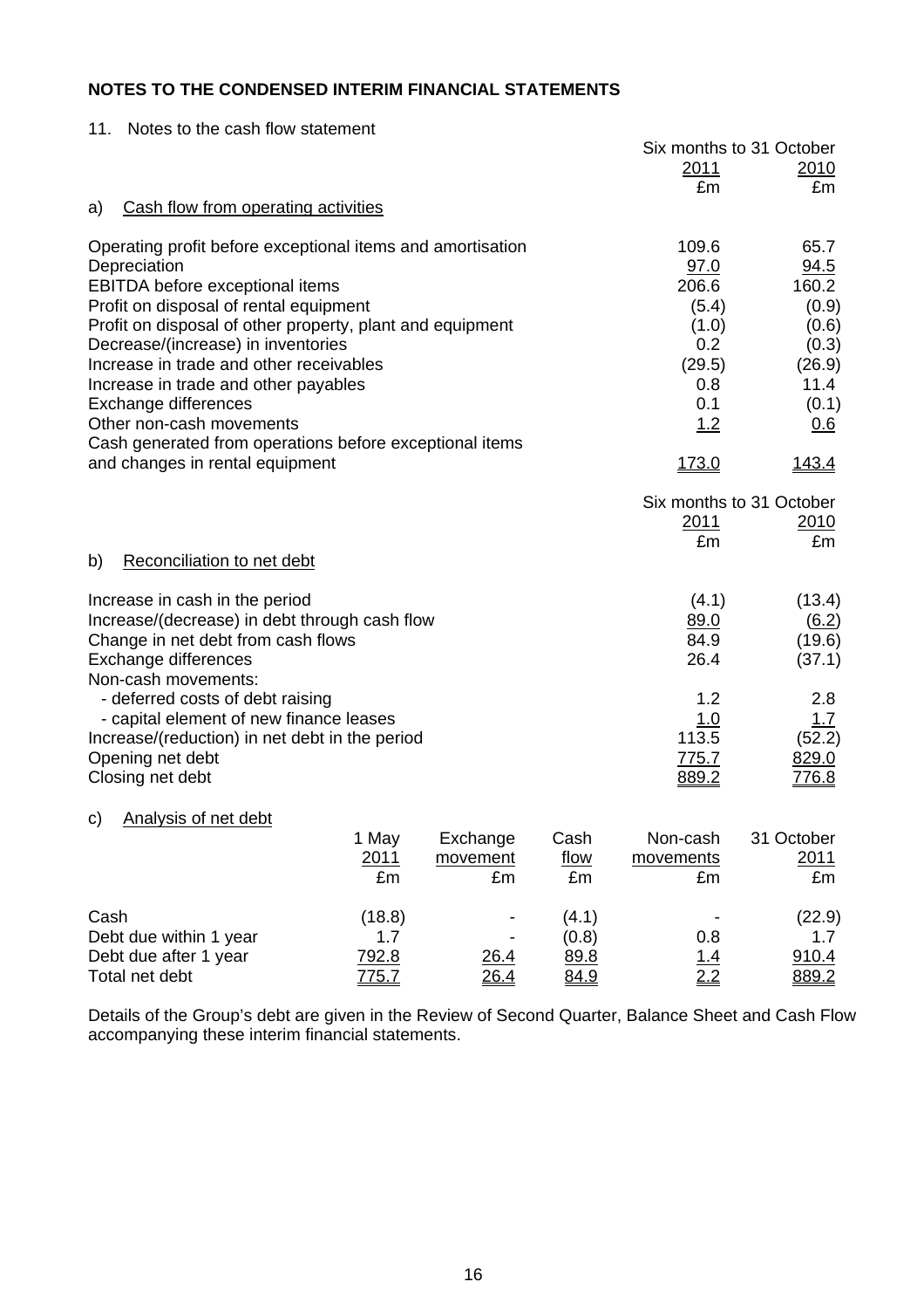## NOTES TO THE CONDENSED INTERIM FINANCIAL STATEMENTS

11. Notes to the cash flow statement

| | Six months to 31 October | |
|---|---|---|
| | 2011 | 2010 |
| | £m | £m |
| **a) Cash flow from operating activities** | | |
| Operating profit before exceptional items and amortisation | 109.6 | 65.7 |
| Depreciation | 97.0 | 94.5 |
| EBITDA before exceptional items | 206.6 | 160.2 |
| Profit on disposal of rental equipment | (5.4) | (0.9) |
| Profit on disposal of other property, plant and equipment | (1.0) | (0.6) |
| Decrease/(increase) in inventories | 0.2 | (0.3) |
| Increase in trade and other receivables | (29.5) | (26.9) |
| Increase in trade and other payables | 0.8 | 11.4 |
| Exchange differences | 0.1 | (0.1) |
| Other non-cash movements | 1.2 | 0.6 |
| Cash generated from operations before exceptional items and changes in rental equipment | 173.0 | 143.4 |

| | Six months to 31 October | |
|---|---|---|
| | 2011 | 2010 |
| | £m | £m |
| **b) Reconciliation to net debt** | | |
| Increase in cash in the period | (4.1) | (13.4) |
| Increase/(decrease) in debt through cash flow | 89.0 | (6.2) |
| Change in net debt from cash flows | 84.9 | (19.6) |
| Exchange differences | 26.4 | (37.1) |
| Non-cash movements: | | |
| - deferred costs of debt raising | 1.2 | 2.8 |
| - capital element of new finance leases | 1.0 | 1.7 |
| Increase/(reduction) in net debt in the period | 113.5 | (52.2) |
| Opening net debt | 775.7 | 829.0 |
| Closing net debt | 889.2 | 776.8 |

**c) Analysis of net debt**

| | 1 May 2011 | Exchange movement | Cash flow | Non-cash movements | 31 October 2011 |
|---|---|---|---|---|---|
| | £m | £m | £m | £m | £m |
| Cash | (18.8) | - | (4.1) | - | (22.9) |
| Debt due within 1 year | 1.7 | - | (0.8) | 0.8 | 1.7 |
| Debt due after 1 year | 792.8 | 26.4 | 89.8 | 1.4 | 910.4 |
| Total net debt | 775.7 | 26.4 | 84.9 | 2.2 | 889.2 |

Details of the Group's debt are given in the Review of Second Quarter, Balance Sheet and Cash Flow accompanying these interim financial statements.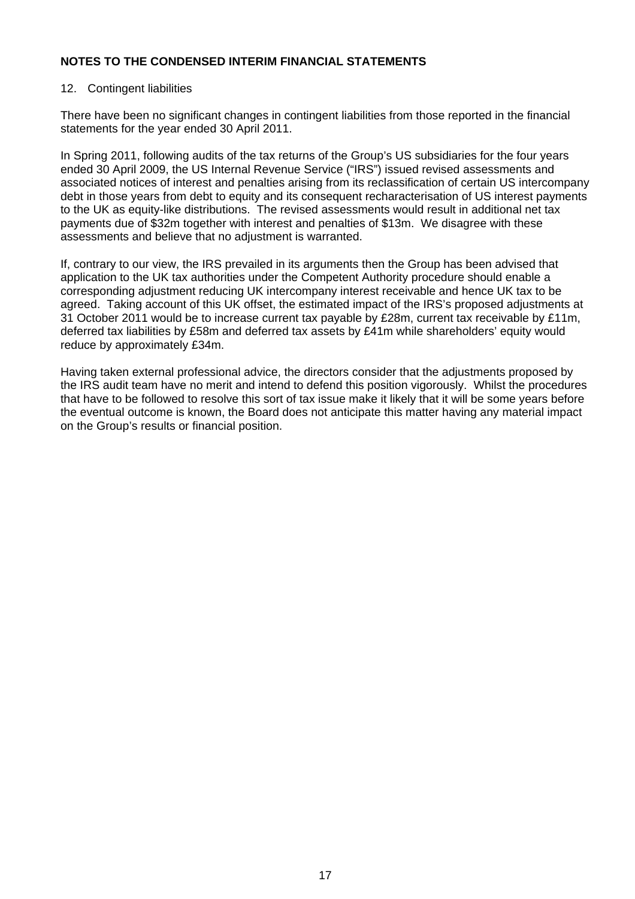**NOTES TO THE CONDENSED INTERIM FINANCIAL STATEMENTS**

12. Contingent liabilities

There have been no significant changes in contingent liabilities from those reported in the financial statements for the year ended 30 April 2011.

In Spring 2011, following audits of the tax returns of the Group's US subsidiaries for the four years ended 30 April 2009, the US Internal Revenue Service ("IRS") issued revised assessments and associated notices of interest and penalties arising from its reclassification of certain US intercompany debt in those years from debt to equity and its consequent recharacterisation of US interest payments to the UK as equity-like distributions. The revised assessments would result in additional net tax payments due of $32m together with interest and penalties of $13m. We disagree with these assessments and believe that no adjustment is warranted.

If, contrary to our view, the IRS prevailed in its arguments then the Group has been advised that application to the UK tax authorities under the Competent Authority procedure should enable a corresponding adjustment reducing UK intercompany interest receivable and hence UK tax to be agreed. Taking account of this UK offset, the estimated impact of the IRS's proposed adjustments at 31 October 2011 would be to increase current tax payable by £28m, current tax receivable by £11m, deferred tax liabilities by £58m and deferred tax assets by £41m while shareholders' equity would reduce by approximately £34m.

Having taken external professional advice, the directors consider that the adjustments proposed by the IRS audit team have no merit and intend to defend this position vigorously. Whilst the procedures that have to be followed to resolve this sort of tax issue make it likely that it will be some years before the eventual outcome is known, the Board does not anticipate this matter having any material impact on the Group's results or financial position.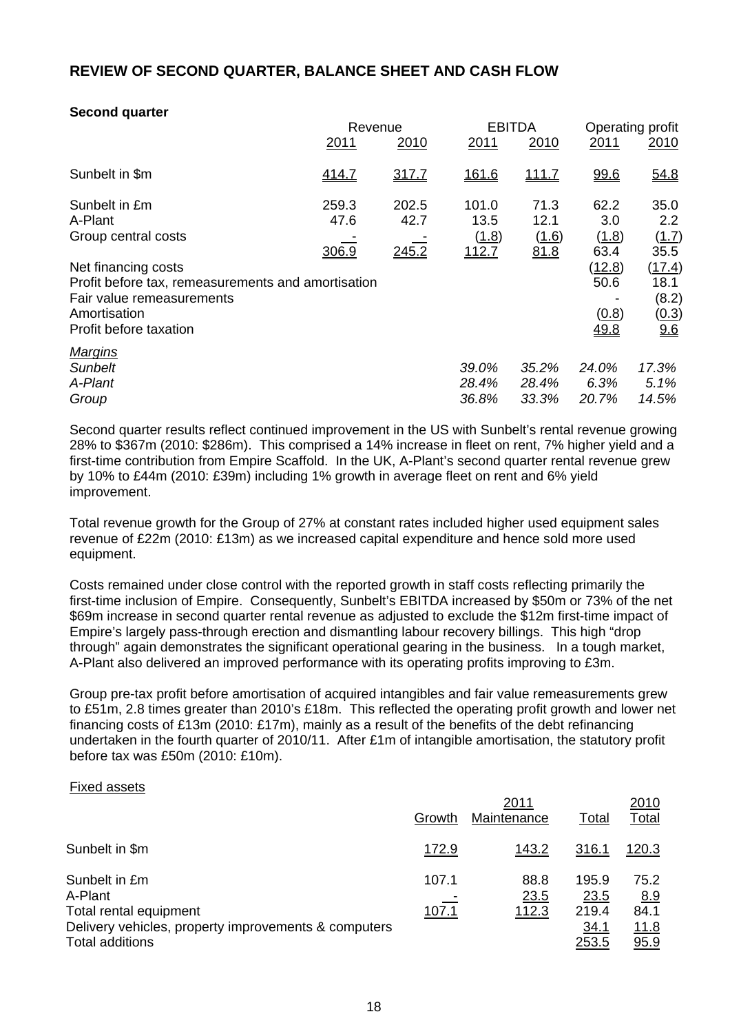## REVIEW OF SECOND QUARTER, BALANCE SHEET AND CASH FLOW

**Second quarter**

| | Revenue | | EBITDA | | Operating profit | |
|---|---|---|---|---|---|---|
| | 2011 | 2010 | 2011 | 2010 | 2011 | 2010 |
| Sunbelt in $m | 414.7 | 317.7 | 161.6 | 111.7 | 99.6 | 54.8 |
| Sunbelt in £m | 259.3 | 202.5 | 101.0 | 71.3 | 62.2 | 35.0 |
| A-Plant | 47.6 | 42.7 | 13.5 | 12.1 | 3.0 | 2.2 |
| Group central costs | - | - | (1.8) | (1.6) | (1.8) | (1.7) |
| | 306.9 | 245.2 | 112.7 | 81.8 | 63.4 | 35.5 |
| Net financing costs | | | | | (12.8) | (17.4) |
| Profit before tax, remeasurements and amortisation | | | | | 50.6 | 18.1 |
| Fair value remeasurements | | | | | - | (8.2) |
| Amortisation | | | | | (0.8) | (0.3) |
| Profit before taxation | | | | | 49.8 | 9.6 |
| *Margins* | | | | | | |
| *Sunbelt* | | | *39.0%* | *35.2%* | *24.0%* | *17.3%* |
| *A-Plant* | | | *28.4%* | *28.4%* | *6.3%* | *5.1%* |
| *Group* | | | *36.8%* | *33.3%* | *20.7%* | *14.5%* |

Second quarter results reflect continued improvement in the US with Sunbelt's rental revenue growing 28% to $367m (2010: $286m). This comprised a 14% increase in fleet on rent, 7% higher yield and a first-time contribution from Empire Scaffold. In the UK, A-Plant's second quarter rental revenue grew by 10% to £44m (2010: £39m) including 1% growth in average fleet on rent and 6% yield improvement.

Total revenue growth for the Group of 27% at constant rates included higher used equipment sales revenue of £22m (2010: £13m) as we increased capital expenditure and hence sold more used equipment.

Costs remained under close control with the reported growth in staff costs reflecting primarily the first-time inclusion of Empire. Consequently, Sunbelt's EBITDA increased by $50m or 73% of the net $69m increase in second quarter rental revenue as adjusted to exclude the $12m first-time impact of Empire's largely pass-through erection and dismantling labour recovery billings. This high "drop through" again demonstrates the significant operational gearing in the business. In a tough market, A-Plant also delivered an improved performance with its operating profits improving to £3m.

Group pre-tax profit before amortisation of acquired intangibles and fair value remeasurements grew to £51m, 2.8 times greater than 2010's £18m. This reflected the operating profit growth and lower net financing costs of £13m (2010: £17m), mainly as a result of the benefits of the debt refinancing undertaken in the fourth quarter of 2010/11. After £1m of intangible amortisation, the statutory profit before tax was £50m (2010: £10m).

Fixed assets

| | 2011 | | | 2010 |
|---|---|---|---|---|
| | Growth | Maintenance | Total | Total |
| Sunbelt in $m | 172.9 | 143.2 | 316.1 | 120.3 |
| Sunbelt in £m | 107.1 | 88.8 | 195.9 | 75.2 |
| A-Plant | - | 23.5 | 23.5 | 8.9 |
| Total rental equipment | 107.1 | 112.3 | 219.4 | 84.1 |
| Delivery vehicles, property improvements & computers | | | 34.1 | 11.8 |
| Total additions | | | 253.5 | 95.9 |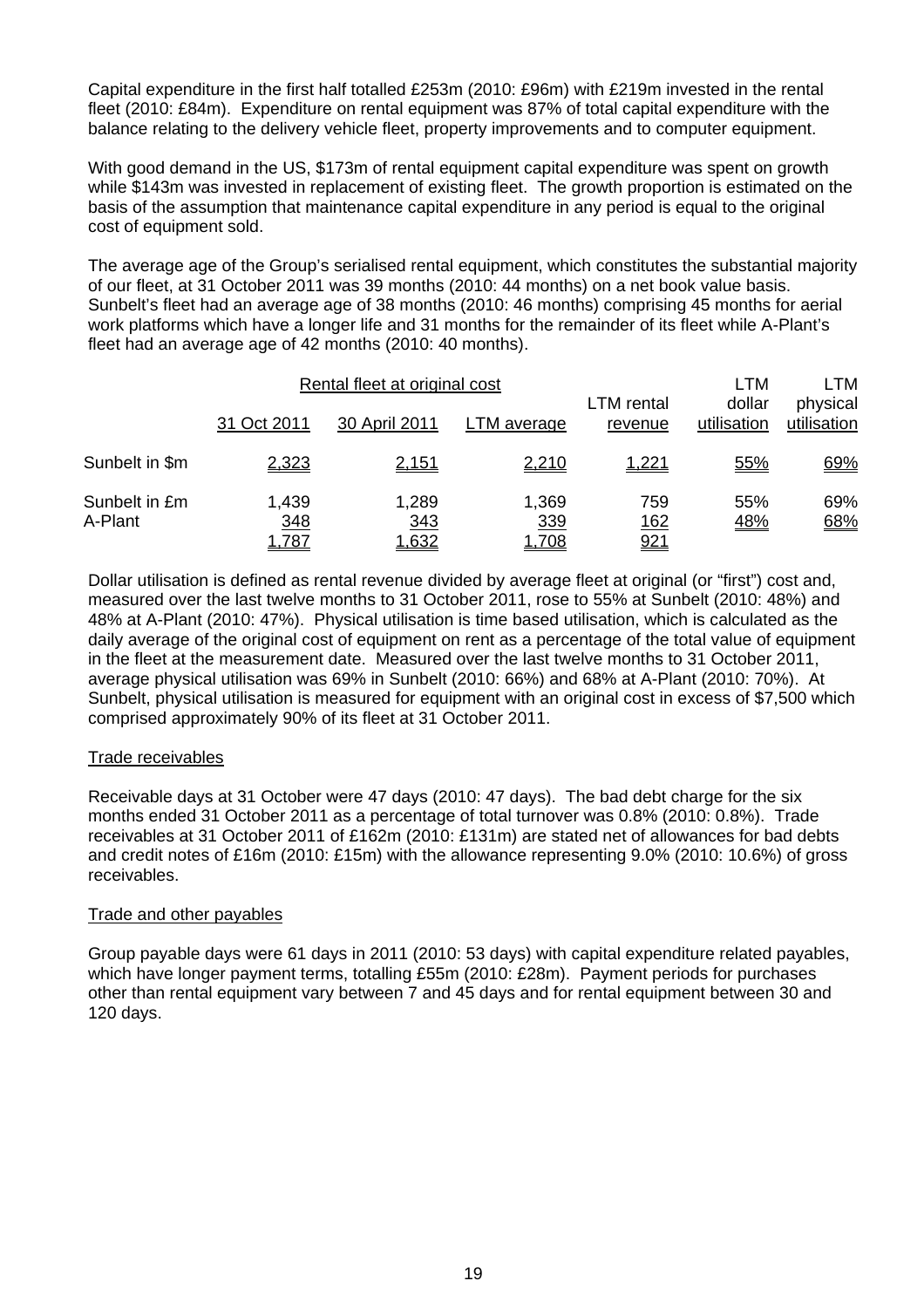Capital expenditure in the first half totalled £253m (2010: £96m) with £219m invested in the rental fleet (2010: £84m). Expenditure on rental equipment was 87% of total capital expenditure with the balance relating to the delivery vehicle fleet, property improvements and to computer equipment.

With good demand in the US, $173m of rental equipment capital expenditure was spent on growth while $143m was invested in replacement of existing fleet. The growth proportion is estimated on the basis of the assumption that maintenance capital expenditure in any period is equal to the original cost of equipment sold.

The average age of the Group's serialised rental equipment, which constitutes the substantial majority of our fleet, at 31 October 2011 was 39 months (2010: 44 months) on a net book value basis. Sunbelt's fleet had an average age of 38 months (2010: 46 months) comprising 45 months for aerial work platforms which have a longer life and 31 months for the remainder of its fleet while A-Plant's fleet had an average age of 42 months (2010: 40 months).

| | Rental fleet at original cost | | | LTM rental revenue | LTM dollar utilisation | LTM physical utilisation |
|---|---|---|---|---|---|---|
| | 31 Oct 2011 | 30 April 2011 | LTM average | | | |
| Sunbelt in $m | 2,323 | 2,151 | 2,210 | 1,221 | 55% | 69% |
| Sunbelt in £m | 1,439 | 1,289 | 1,369 | 759 | 55% | 69% |
| A-Plant | 348 | 343 | 339 | 162 | 48% | 68% |
| | 1,787 | 1,632 | 1,708 | 921 | | |

Dollar utilisation is defined as rental revenue divided by average fleet at original (or "first") cost and, measured over the last twelve months to 31 October 2011, rose to 55% at Sunbelt (2010: 48%) and 48% at A-Plant (2010: 47%). Physical utilisation is time based utilisation, which is calculated as the daily average of the original cost of equipment on rent as a percentage of the total value of equipment in the fleet at the measurement date. Measured over the last twelve months to 31 October 2011, average physical utilisation was 69% in Sunbelt (2010: 66%) and 68% at A-Plant (2010: 70%). At Sunbelt, physical utilisation is measured for equipment with an original cost in excess of $7,500 which comprised approximately 90% of its fleet at 31 October 2011.

## Trade receivables

Receivable days at 31 October were 47 days (2010: 47 days). The bad debt charge for the six months ended 31 October 2011 as a percentage of total turnover was 0.8% (2010: 0.8%). Trade receivables at 31 October 2011 of £162m (2010: £131m) are stated net of allowances for bad debts and credit notes of £16m (2010: £15m) with the allowance representing 9.0% (2010: 10.6%) of gross receivables.

## Trade and other payables

Group payable days were 61 days in 2011 (2010: 53 days) with capital expenditure related payables, which have longer payment terms, totalling £55m (2010: £28m). Payment periods for purchases other than rental equipment vary between 7 and 45 days and for rental equipment between 30 and 120 days.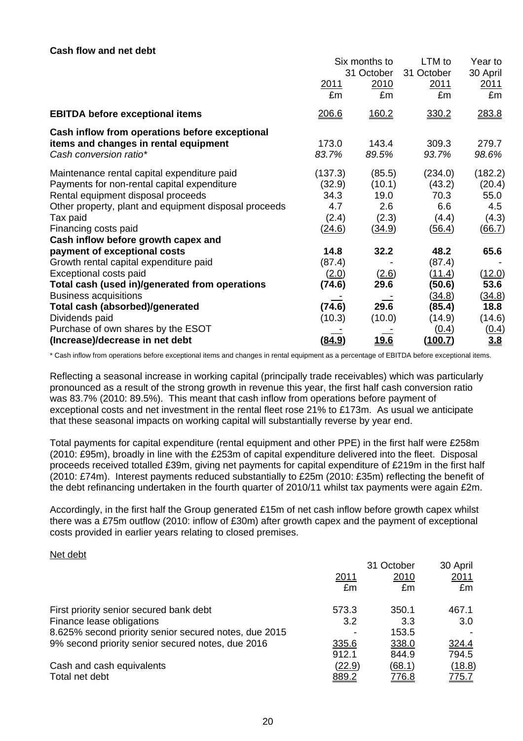**Cash flow and net debt**

| | Six months to 31 October 2011 | 2010 | LTM to 31 October 2011 | Year to 30 April 2011 |
|---|---|---|---|---|
| | £m | £m | £m | £m |
| **EBITDA before exceptional items** | 206.6 | 160.2 | 330.2 | 283.8 |
| **Cash inflow from operations before exceptional items and changes in rental equipment** | 173.0 | 143.4 | 309.3 | 279.7 |
| *Cash conversion ratio** | *83.7%* | *89.5%* | *93.7%* | *98.6%* |
| Maintenance rental capital expenditure paid | (137.3) | (85.5) | (234.0) | (182.2) |
| Payments for non-rental capital expenditure | (32.9) | (10.1) | (43.2) | (20.4) |
| Rental equipment disposal proceeds | 34.3 | 19.0 | 70.3 | 55.0 |
| Other property, plant and equipment disposal proceeds | 4.7 | 2.6 | 6.6 | 4.5 |
| Tax paid | (2.4) | (2.3) | (4.4) | (4.3) |
| Financing costs paid | (24.6) | (34.9) | (56.4) | (66.7) |
| **Cash inflow before growth capex and payment of exceptional costs** | **14.8** | **32.2** | **48.2** | **65.6** |
| Growth rental capital expenditure paid | (87.4) | - | (87.4) | - |
| Exceptional costs paid | (2.0) | (2.6) | (11.4) | (12.0) |
| **Total cash (used in)/generated from operations** | **(74.6)** | **29.6** | **(50.6)** | **53.6** |
| Business acquisitions | - | - | (34.8) | (34.8) |
| **Total cash (absorbed)/generated** | **(74.6)** | **29.6** | **(85.4)** | **18.8** |
| Dividends paid | (10.3) | (10.0) | (14.9) | (14.6) |
| Purchase of own shares by the ESOT | - | - | (0.4) | (0.4) |
| **(Increase)/decrease in net debt** | **(84.9)** | **19.6** | **(100.7)** | **3.8** |

\* Cash inflow from operations before exceptional items and changes in rental equipment as a percentage of EBITDA before exceptional items.

Reflecting a seasonal increase in working capital (principally trade receivables) which was particularly pronounced as a result of the strong growth in revenue this year, the first half cash conversion ratio was 83.7% (2010: 89.5%). This meant that cash inflow from operations before payment of exceptional costs and net investment in the rental fleet rose 21% to £173m. As usual we anticipate that these seasonal impacts on working capital will substantially reverse by year end.

Total payments for capital expenditure (rental equipment and other PPE) in the first half were £258m (2010: £95m), broadly in line with the £253m of capital expenditure delivered into the fleet. Disposal proceeds received totalled £39m, giving net payments for capital expenditure of £219m in the first half (2010: £74m). Interest payments reduced substantially to £25m (2010: £35m) reflecting the benefit of the debt refinancing undertaken in the fourth quarter of 2010/11 whilst tax payments were again £2m.

Accordingly, in the first half the Group generated £15m of net cash inflow before growth capex whilst there was a £75m outflow (2010: inflow of £30m) after growth capex and the payment of exceptional costs provided in earlier years relating to closed premises.

Net debt

| | 31 October 2011 | 2010 | 30 April 2011 |
|---|---|---|---|
| | £m | £m | £m |
| First priority senior secured bank debt | 573.3 | 350.1 | 467.1 |
| Finance lease obligations | 3.2 | 3.3 | 3.0 |
| 8.625% second priority senior secured notes, due 2015 | - | 153.5 | - |
| 9% second priority senior secured notes, due 2016 | 335.6 | 338.0 | 324.4 |
| | 912.1 | 844.9 | 794.5 |
| Cash and cash equivalents | (22.9) | (68.1) | (18.8) |
| Total net debt | 889.2 | 776.8 | 775.7 |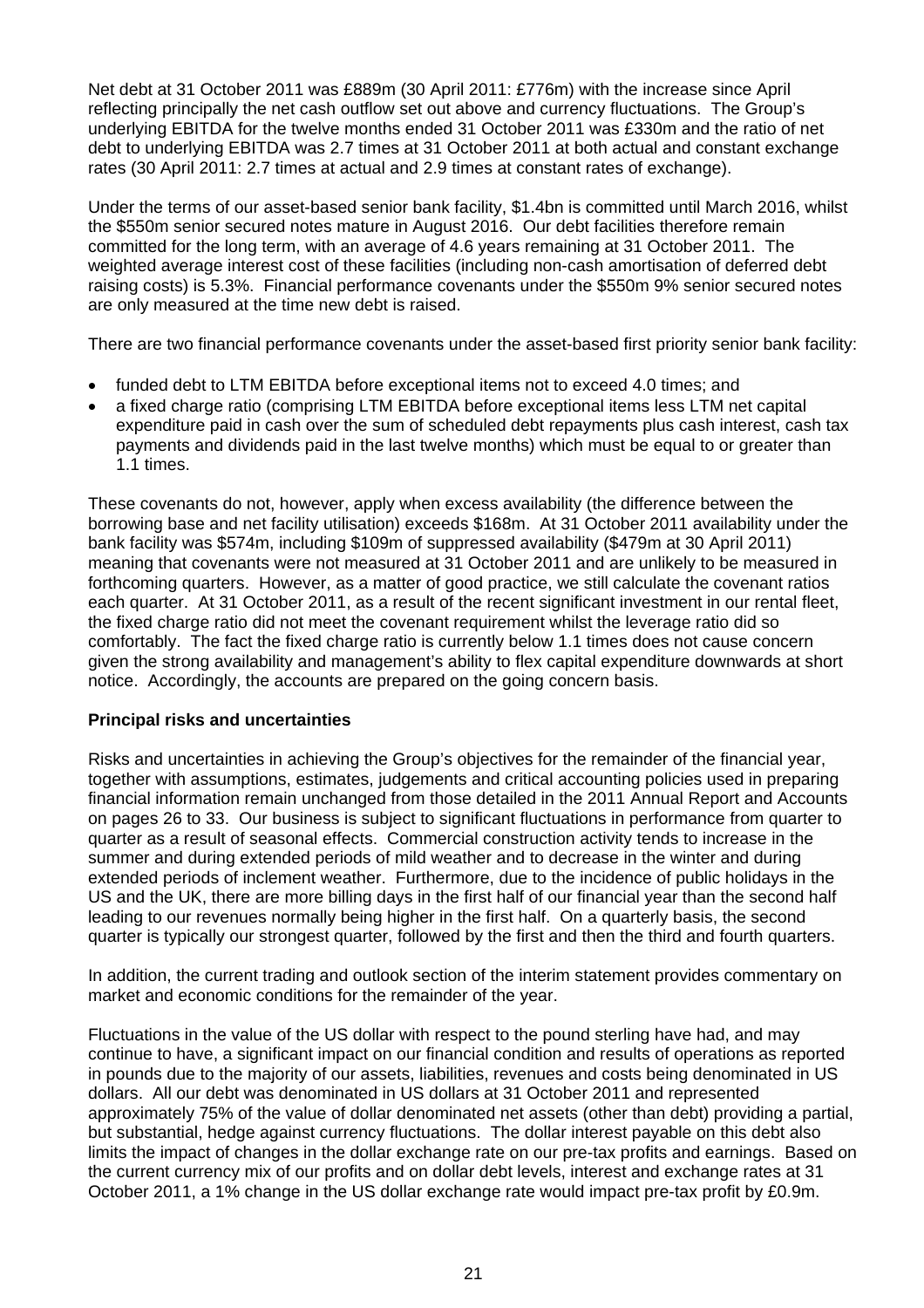Net debt at 31 October 2011 was £889m (30 April 2011: £776m) with the increase since April reflecting principally the net cash outflow set out above and currency fluctuations. The Group's underlying EBITDA for the twelve months ended 31 October 2011 was £330m and the ratio of net debt to underlying EBITDA was 2.7 times at 31 October 2011 at both actual and constant exchange rates (30 April 2011: 2.7 times at actual and 2.9 times at constant rates of exchange).

Under the terms of our asset-based senior bank facility, $1.4bn is committed until March 2016, whilst the $550m senior secured notes mature in August 2016. Our debt facilities therefore remain committed for the long term, with an average of 4.6 years remaining at 31 October 2011. The weighted average interest cost of these facilities (including non-cash amortisation of deferred debt raising costs) is 5.3%. Financial performance covenants under the $550m 9% senior secured notes are only measured at the time new debt is raised.

There are two financial performance covenants under the asset-based first priority senior bank facility:

- funded debt to LTM EBITDA before exceptional items not to exceed 4.0 times; and
- a fixed charge ratio (comprising LTM EBITDA before exceptional items less LTM net capital expenditure paid in cash over the sum of scheduled debt repayments plus cash interest, cash tax payments and dividends paid in the last twelve months) which must be equal to or greater than 1.1 times.

These covenants do not, however, apply when excess availability (the difference between the borrowing base and net facility utilisation) exceeds $168m. At 31 October 2011 availability under the bank facility was $574m, including $109m of suppressed availability ($479m at 30 April 2011) meaning that covenants were not measured at 31 October 2011 and are unlikely to be measured in forthcoming quarters. However, as a matter of good practice, we still calculate the covenant ratios each quarter. At 31 October 2011, as a result of the recent significant investment in our rental fleet, the fixed charge ratio did not meet the covenant requirement whilst the leverage ratio did so comfortably. The fact the fixed charge ratio is currently below 1.1 times does not cause concern given the strong availability and management's ability to flex capital expenditure downwards at short notice. Accordingly, the accounts are prepared on the going concern basis.

**Principal risks and uncertainties**

Risks and uncertainties in achieving the Group's objectives for the remainder of the financial year, together with assumptions, estimates, judgements and critical accounting policies used in preparing financial information remain unchanged from those detailed in the 2011 Annual Report and Accounts on pages 26 to 33. Our business is subject to significant fluctuations in performance from quarter to quarter as a result of seasonal effects. Commercial construction activity tends to increase in the summer and during extended periods of mild weather and to decrease in the winter and during extended periods of inclement weather. Furthermore, due to the incidence of public holidays in the US and the UK, there are more billing days in the first half of our financial year than the second half leading to our revenues normally being higher in the first half. On a quarterly basis, the second quarter is typically our strongest quarter, followed by the first and then the third and fourth quarters.

In addition, the current trading and outlook section of the interim statement provides commentary on market and economic conditions for the remainder of the year.

Fluctuations in the value of the US dollar with respect to the pound sterling have had, and may continue to have, a significant impact on our financial condition and results of operations as reported in pounds due to the majority of our assets, liabilities, revenues and costs being denominated in US dollars. All our debt was denominated in US dollars at 31 October 2011 and represented approximately 75% of the value of dollar denominated net assets (other than debt) providing a partial, but substantial, hedge against currency fluctuations. The dollar interest payable on this debt also limits the impact of changes in the dollar exchange rate on our pre-tax profits and earnings. Based on the current currency mix of our profits and on dollar debt levels, interest and exchange rates at 31 October 2011, a 1% change in the US dollar exchange rate would impact pre-tax profit by £0.9m.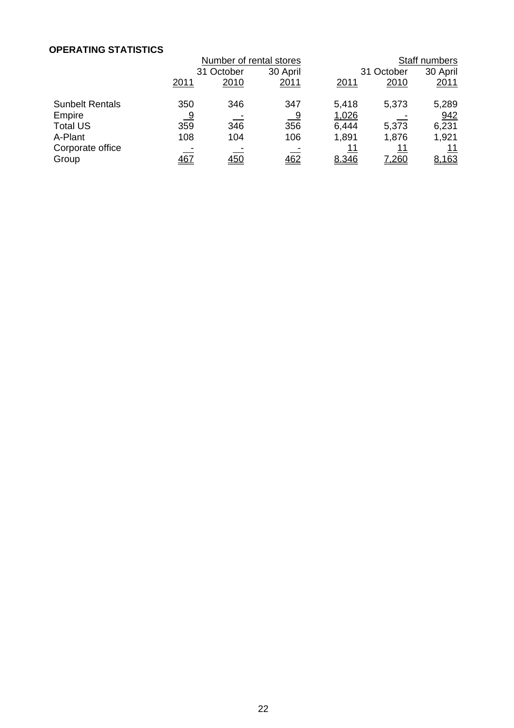**OPERATING STATISTICS**

| | Number of rental stores | | | Staff numbers | | |
|---|---|---|---|---|---|---|
| | | 31 October | 30 April | | 31 October | 30 April |
| | 2011 | 2010 | 2011 | 2011 | 2010 | 2011 |
| Sunbelt Rentals | 350 | 346 | 347 | 5,418 | 5,373 | 5,289 |
| Empire | 9 | - | 9 | 1,026 | - | 942 |
| Total US | 359 | 346 | 356 | 6,444 | 5,373 | 6,231 |
| A-Plant | 108 | 104 | 106 | 1,891 | 1,876 | 1,921 |
| Corporate office | - | - | - | 11 | 11 | 11 |
| Group | 467 | 450 | 462 | 8.346 | 7,260 | 8,163 |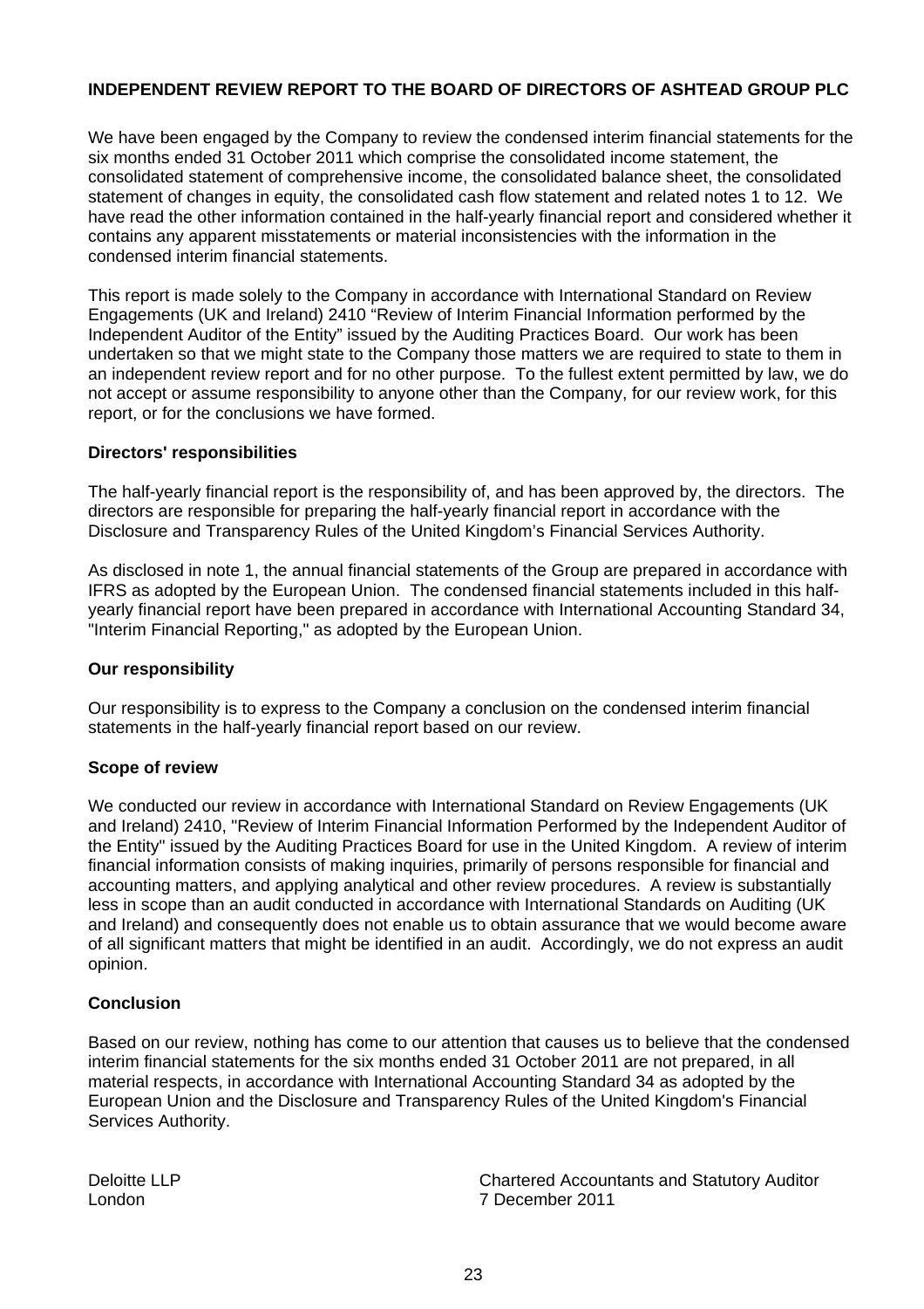## INDEPENDENT REVIEW REPORT TO THE BOARD OF DIRECTORS OF ASHTEAD GROUP PLC

We have been engaged by the Company to review the condensed interim financial statements for the six months ended 31 October 2011 which comprise the consolidated income statement, the consolidated statement of comprehensive income, the consolidated balance sheet, the consolidated statement of changes in equity, the consolidated cash flow statement and related notes 1 to 12. We have read the other information contained in the half-yearly financial report and considered whether it contains any apparent misstatements or material inconsistencies with the information in the condensed interim financial statements.

This report is made solely to the Company in accordance with International Standard on Review Engagements (UK and Ireland) 2410 "Review of Interim Financial Information performed by the Independent Auditor of the Entity" issued by the Auditing Practices Board. Our work has been undertaken so that we might state to the Company those matters we are required to state to them in an independent review report and for no other purpose. To the fullest extent permitted by law, we do not accept or assume responsibility to anyone other than the Company, for our review work, for this report, or for the conclusions we have formed.

### Directors' responsibilities

The half-yearly financial report is the responsibility of, and has been approved by, the directors. The directors are responsible for preparing the half-yearly financial report in accordance with the Disclosure and Transparency Rules of the United Kingdom's Financial Services Authority.

As disclosed in note 1, the annual financial statements of the Group are prepared in accordance with IFRS as adopted by the European Union. The condensed financial statements included in this half-yearly financial report have been prepared in accordance with International Accounting Standard 34, "Interim Financial Reporting," as adopted by the European Union.

### Our responsibility

Our responsibility is to express to the Company a conclusion on the condensed interim financial statements in the half-yearly financial report based on our review.

### Scope of review

We conducted our review in accordance with International Standard on Review Engagements (UK and Ireland) 2410, "Review of Interim Financial Information Performed by the Independent Auditor of the Entity" issued by the Auditing Practices Board for use in the United Kingdom. A review of interim financial information consists of making inquiries, primarily of persons responsible for financial and accounting matters, and applying analytical and other review procedures. A review is substantially less in scope than an audit conducted in accordance with International Standards on Auditing (UK and Ireland) and consequently does not enable us to obtain assurance that we would become aware of all significant matters that might be identified in an audit. Accordingly, we do not express an audit opinion.

### Conclusion

Based on our review, nothing has come to our attention that causes us to believe that the condensed interim financial statements for the six months ended 31 October 2011 are not prepared, in all material respects, in accordance with International Accounting Standard 34 as adopted by the European Union and the Disclosure and Transparency Rules of the United Kingdom's Financial Services Authority.

Deloitte LLP
London

Chartered Accountants and Statutory Auditor
7 December 2011